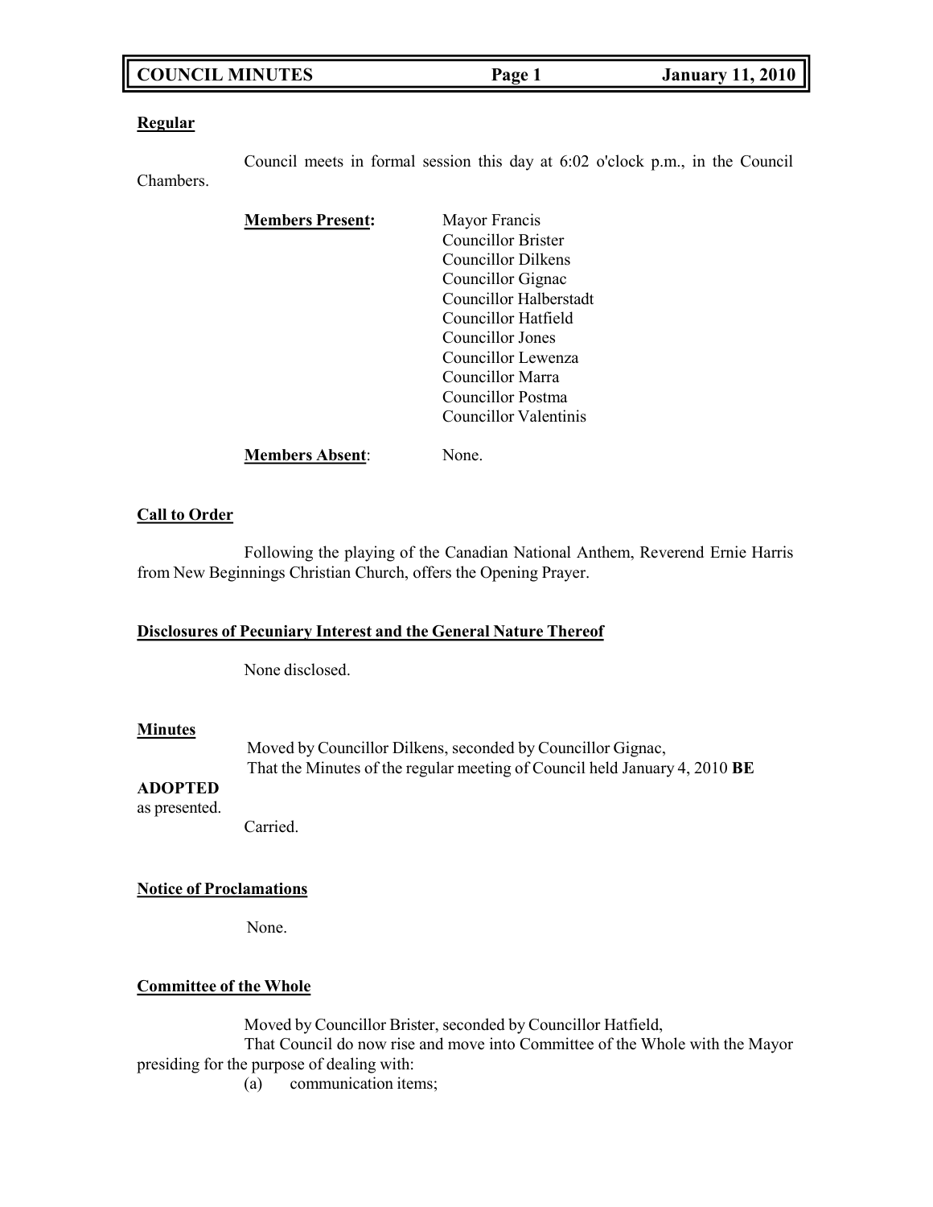**Regular**

Council meets in formal session this day at 6:02 o'clock p.m., in the Council Chambers.

**Members Present:**
Mayor Francis
Councillor Brister
Councillor Dilkens
Councillor Gignac
Councillor Halberstadt
Councillor Hatfield
Councillor Jones
Councillor Lewenza
Councillor Marra
Councillor Postma
Councillor Valentinis

**Members Absent**: None.

**Call to Order**

Following the playing of the Canadian National Anthem, Reverend Ernie Harris from New Beginnings Christian Church, offers the Opening Prayer.

**Disclosures of Pecuniary Interest and the General Nature Thereof**

None disclosed.

**Minutes**

Moved by Councillor Dilkens, seconded by Councillor Gignac,
That the Minutes of the regular meeting of Council held January 4, 2010 **BE ADOPTED** as presented.
Carried.

**Notice of Proclamations**

None.

**Committee of the Whole**

Moved by Councillor Brister, seconded by Councillor Hatfield,
That Council do now rise and move into Committee of the Whole with the Mayor presiding for the purpose of dealing with:
(a) communication items;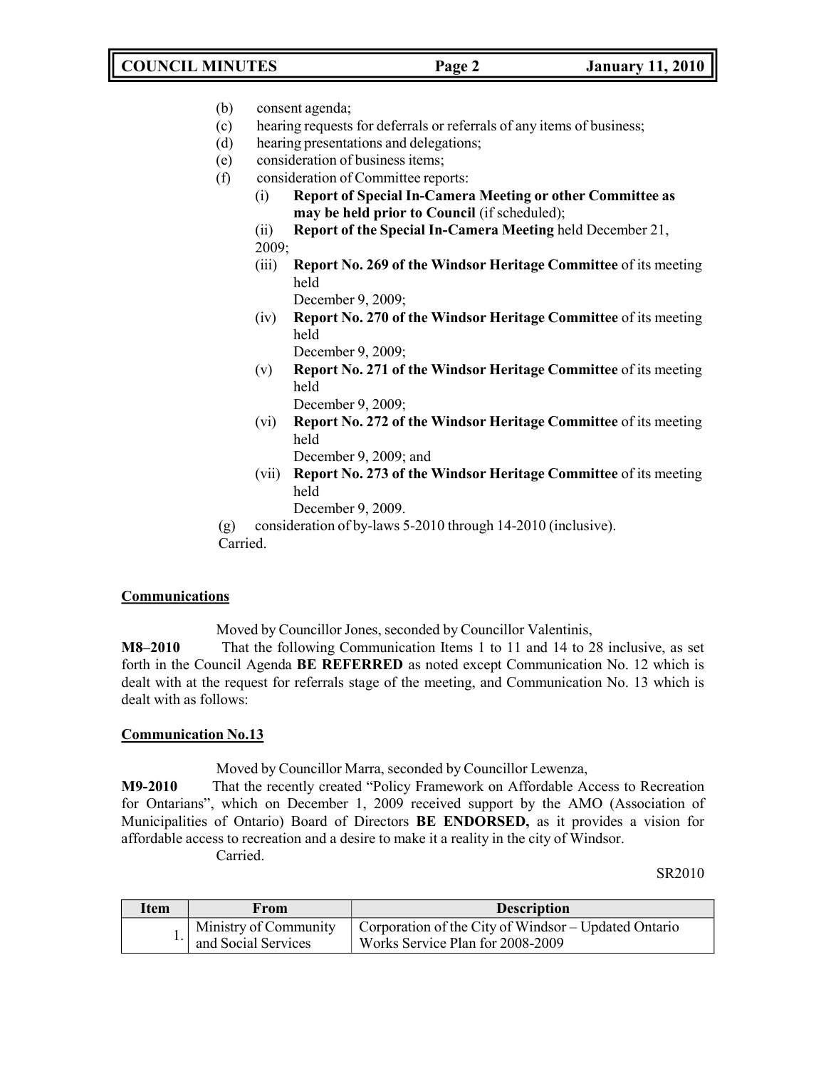(b) consent agenda;
(c) hearing requests for deferrals or referrals of any items of business;
(d) hearing presentations and delegations;
(e) consideration of business items;
(f) consideration of Committee reports:
   (i) **Report of Special In-Camera Meeting or other Committee as may be held prior to Council** (if scheduled);
   (ii) **Report of the Special In-Camera Meeting** held December 21, 2009;
   (iii) **Report No. 269 of the Windsor Heritage Committee** of its meeting held December 9, 2009;
   (iv) **Report No. 270 of the Windsor Heritage Committee** of its meeting held December 9, 2009;
   (v) **Report No. 271 of the Windsor Heritage Committee** of its meeting held December 9, 2009;
   (vi) **Report No. 272 of the Windsor Heritage Committee** of its meeting held December 9, 2009; and
   (vii) **Report No. 273 of the Windsor Heritage Committee** of its meeting held December 9, 2009.
(g) consideration of by-laws 5-2010 through 14-2010 (inclusive).
Carried.

## Communications

Moved by Councillor Jones, seconded by Councillor Valentinis,

**M8–2010** That the following Communication Items 1 to 11 and 14 to 28 inclusive, as set forth in the Council Agenda **BE REFERRED** as noted except Communication No. 12 which is dealt with at the request for referrals stage of the meeting, and Communication No. 13 which is dealt with as follows:

## Communication No.13

Moved by Councillor Marra, seconded by Councillor Lewenza,

**M9-2010** That the recently created "Policy Framework on Affordable Access to Recreation for Ontarians", which on December 1, 2009 received support by the AMO (Association of Municipalities of Ontario) Board of Directors **BE ENDORSED,** as it provides a vision for affordable access to recreation and a desire to make it a reality in the city of Windsor.
Carried.

SR2010

| Item | From | Description |
|---|---|---|
| 1. | Ministry of Community and Social Services | Corporation of the City of Windsor – Updated Ontario Works Service Plan for 2008-2009 |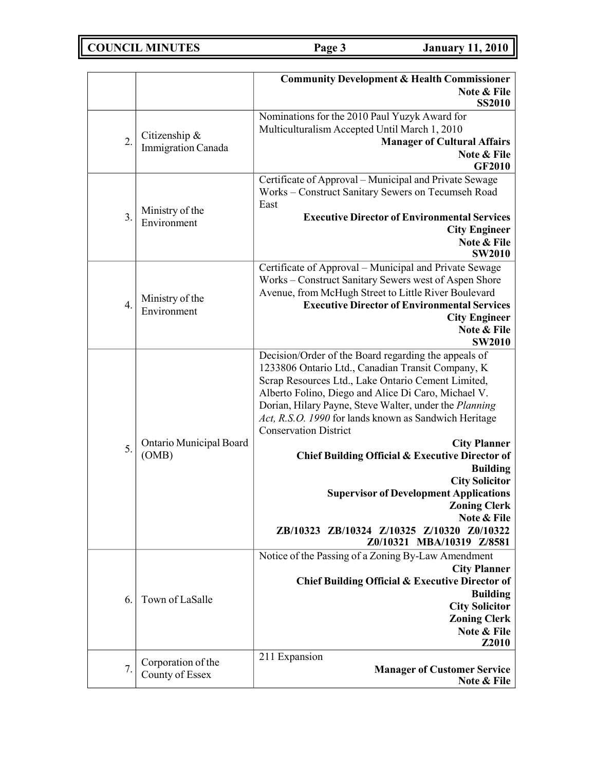|  |  |  |
|---|---|---|
|  |  | **Community Development & Health Commissioner**<br>**Note & File**<br>**SS2010** |
| 2. | Citizenship & Immigration Canada | Nominations for the 2010 Paul Yuzyk Award for Multiculturalism Accepted Until March 1, 2010<br>**Manager of Cultural Affairs**<br>**Note & File**<br>**GF2010** |
| 3. | Ministry of the Environment | Certificate of Approval – Municipal and Private Sewage Works – Construct Sanitary Sewers on Tecumseh Road East<br>**Executive Director of Environmental Services**<br>**City Engineer**<br>**Note & File**<br>**SW2010** |
| 4. | Ministry of the Environment | Certificate of Approval – Municipal and Private Sewage Works – Construct Sanitary Sewers west of Aspen Shore Avenue, from McHugh Street to Little River Boulevard<br>**Executive Director of Environmental Services**<br>**City Engineer**<br>**Note & File**<br>**SW2010** |
| 5. | Ontario Municipal Board (OMB) | Decision/Order of the Board regarding the appeals of 1233806 Ontario Ltd., Canadian Transit Company, K Scrap Resources Ltd., Lake Ontario Cement Limited, Alberto Folino, Diego and Alice Di Caro, Michael V. Dorian, Hilary Payne, Steve Walter, under the *Planning Act, R.S.O. 1990* for lands known as Sandwich Heritage Conservation District<br>**City Planner**<br>**Chief Building Official & Executive Director of Building**<br>**City Solicitor**<br>**Supervisor of Development Applications**<br>**Zoning Clerk**<br>**Note & File**<br>**ZB/10323 ZB/10324 Z/10325 Z/10320 Z0/10322 Z0/10321 MBA/10319 Z/8581** |
| 6. | Town of LaSalle | Notice of the Passing of a Zoning By-Law Amendment<br>**City Planner**<br>**Chief Building Official & Executive Director of Building**<br>**City Solicitor**<br>**Zoning Clerk**<br>**Note & File**<br>**Z2010** |
| 7. | Corporation of the County of Essex | 211 Expansion<br>**Manager of Customer Service**<br>**Note & File** |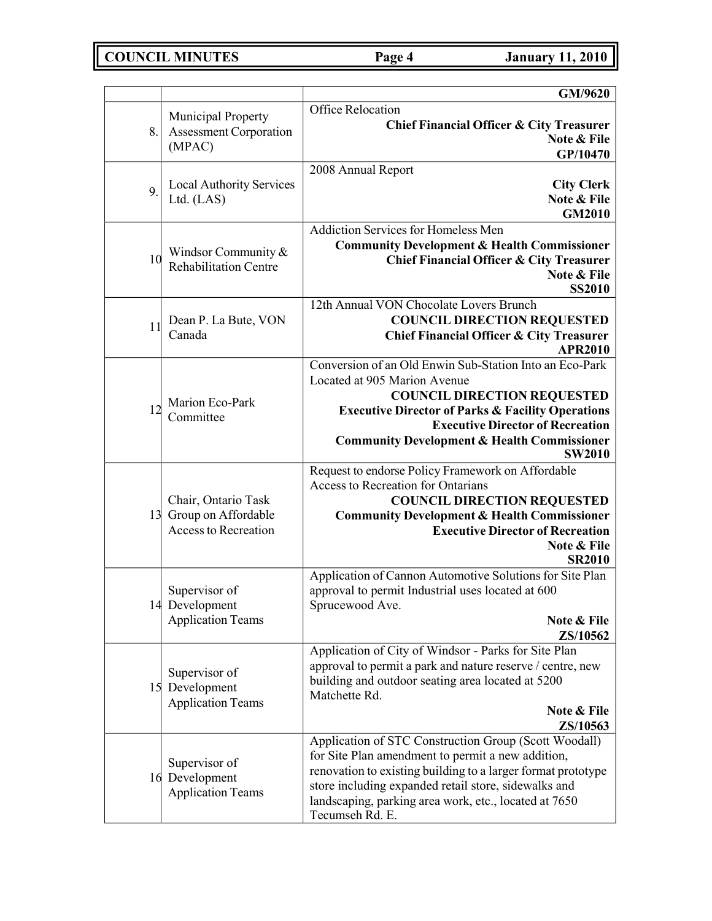| | | |
|---|---|---|
| | | **GM/9620** |
| 8. | Municipal Property Assessment Corporation (MPAC) | Office Relocation<br>**Chief Financial Officer & City Treasurer**<br>**Note & File**<br>**GP/10470** |
| 9. | Local Authority Services Ltd. (LAS) | 2008 Annual Report<br>**City Clerk**<br>**Note & File**<br>**GM2010** |
| 10 | Windsor Community & Rehabilitation Centre | Addiction Services for Homeless Men<br>**Community Development & Health Commissioner**<br>**Chief Financial Officer & City Treasurer**<br>**Note & File**<br>**SS2010** |
| 11 | Dean P. La Bute, VON Canada | 12th Annual VON Chocolate Lovers Brunch<br>**COUNCIL DIRECTION REQUESTED**<br>**Chief Financial Officer & City Treasurer**<br>**APR2010** |
| 12 | Marion Eco-Park Committee | Conversion of an Old Enwin Sub-Station Into an Eco-Park Located at 905 Marion Avenue<br>**COUNCIL DIRECTION REQUESTED**<br>**Executive Director of Parks & Facility Operations**<br>**Executive Director of Recreation**<br>**Community Development & Health Commissioner**<br>**SW2010** |
| 13 | Chair, Ontario Task Group on Affordable Access to Recreation | Request to endorse Policy Framework on Affordable Access to Recreation for Ontarians<br>**COUNCIL DIRECTION REQUESTED**<br>**Community Development & Health Commissioner**<br>**Executive Director of Recreation**<br>**Note & File**<br>**SR2010** |
| 14 | Supervisor of Development Application Teams | Application of Cannon Automotive Solutions for Site Plan approval to permit Industrial uses located at 600 Sprucewood Ave.<br>**Note & File**<br>**ZS/10562** |
| 15 | Supervisor of Development Application Teams | Application of City of Windsor - Parks for Site Plan approval to permit a park and nature reserve / centre, new building and outdoor seating area located at 5200 Matchette Rd.<br>**Note & File**<br>**ZS/10563** |
| 16 | Supervisor of Development Application Teams | Application of STC Construction Group (Scott Woodall) for Site Plan amendment to permit a new addition, renovation to existing building to a larger format prototype store including expanded retail store, sidewalks and landscaping, parking area work, etc., located at 7650 Tecumseh Rd. E. |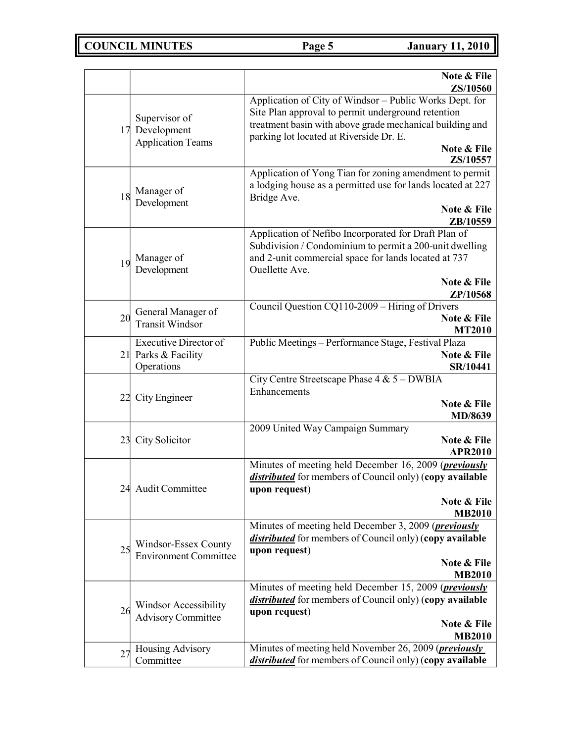| | | |
|---|---|---|
| | | **Note & File ZS/10560** |
| 17 | Supervisor of Development Application Teams | Application of City of Windsor – Public Works Dept. for Site Plan approval to permit underground retention treatment basin with above grade mechanical building and parking lot located at Riverside Dr. E. **Note & File ZS/10557** |
| 18 | Manager of Development | Application of Yong Tian for zoning amendment to permit a lodging house as a permitted use for lands located at 227 Bridge Ave. **Note & File ZB/10559** |
| 19 | Manager of Development | Application of Nefibo Incorporated for Draft Plan of Subdivision / Condominium to permit a 200-unit dwelling and 2-unit commercial space for lands located at 737 Ouellette Ave. **Note & File ZP/10568** |
| 20 | General Manager of Transit Windsor | Council Question CQ110-2009 – Hiring of Drivers **Note & File MT2010** |
| 21 | Executive Director of Parks & Facility Operations | Public Meetings – Performance Stage, Festival Plaza **Note & File SR/10441** |
| 22 | City Engineer | City Centre Streetscape Phase 4 & 5 – DWBIA Enhancements **Note & File MD/8639** |
| 23 | City Solicitor | 2009 United Way Campaign Summary **Note & File APR2010** |
| 24 | Audit Committee | Minutes of meeting held December 16, 2009 (***previously distributed*** for members of Council only) (**copy available upon request**) **Note & File MB2010** |
| 25 | Windsor-Essex County Environment Committee | Minutes of meeting held December 3, 2009 (***previously distributed*** for members of Council only) (**copy available upon request**) **Note & File MB2010** |
| 26 | Windsor Accessibility Advisory Committee | Minutes of meeting held December 15, 2009 (***previously distributed*** for members of Council only) (**copy available upon request**) **Note & File MB2010** |
| 27 | Housing Advisory Committee | Minutes of meeting held November 26, 2009 (***previously distributed*** for members of Council only) (**copy available** |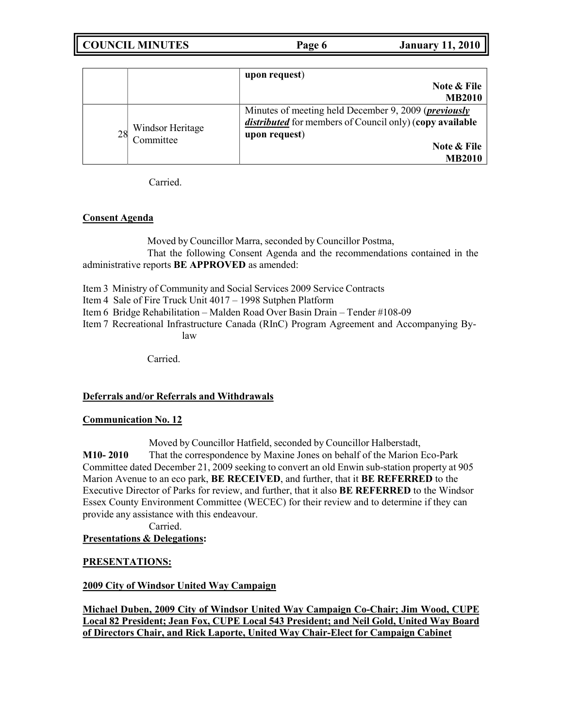| | | |
|---|---|---|
| | | **upon request**)<br>**Note & File**<br>**MB2010** |
| 28 | Windsor Heritage Committee | Minutes of meeting held December 9, 2009 (***previously distributed*** for members of Council only) (**copy available upon request**)<br>**Note & File**<br>**MB2010** |

Carried.

**Consent Agenda**

Moved by Councillor Marra, seconded by Councillor Postma,

That the following Consent Agenda and the recommendations contained in the administrative reports **BE APPROVED** as amended:

Item 3 Ministry of Community and Social Services 2009 Service Contracts
Item 4 Sale of Fire Truck Unit 4017 – 1998 Sutphen Platform
Item 6 Bridge Rehabilitation – Malden Road Over Basin Drain – Tender #108-09
Item 7 Recreational Infrastructure Canada (RInC) Program Agreement and Accompanying By-law

Carried.

**Deferrals and/or Referrals and Withdrawals**

**Communication No. 12**

Moved by Councillor Hatfield, seconded by Councillor Halberstadt,

**M10- 2010** That the correspondence by Maxine Jones on behalf of the Marion Eco-Park Committee dated December 21, 2009 seeking to convert an old Enwin sub-station property at 905 Marion Avenue to an eco park, **BE RECEIVED**, and further, that it **BE REFERRED** to the Executive Director of Parks for review, and further, that it also **BE REFERRED** to the Windsor Essex County Environment Committee (WECEC) for their review and to determine if they can provide any assistance with this endeavour.

Carried.

**Presentations & Delegations:**

**PRESENTATIONS:**

**2009 City of Windsor United Way Campaign**

**Michael Duben, 2009 City of Windsor United Way Campaign Co-Chair; Jim Wood, CUPE Local 82 President; Jean Fox, CUPE Local 543 President; and Neil Gold, United Way Board of Directors Chair, and Rick Laporte, United Way Chair-Elect for Campaign Cabinet**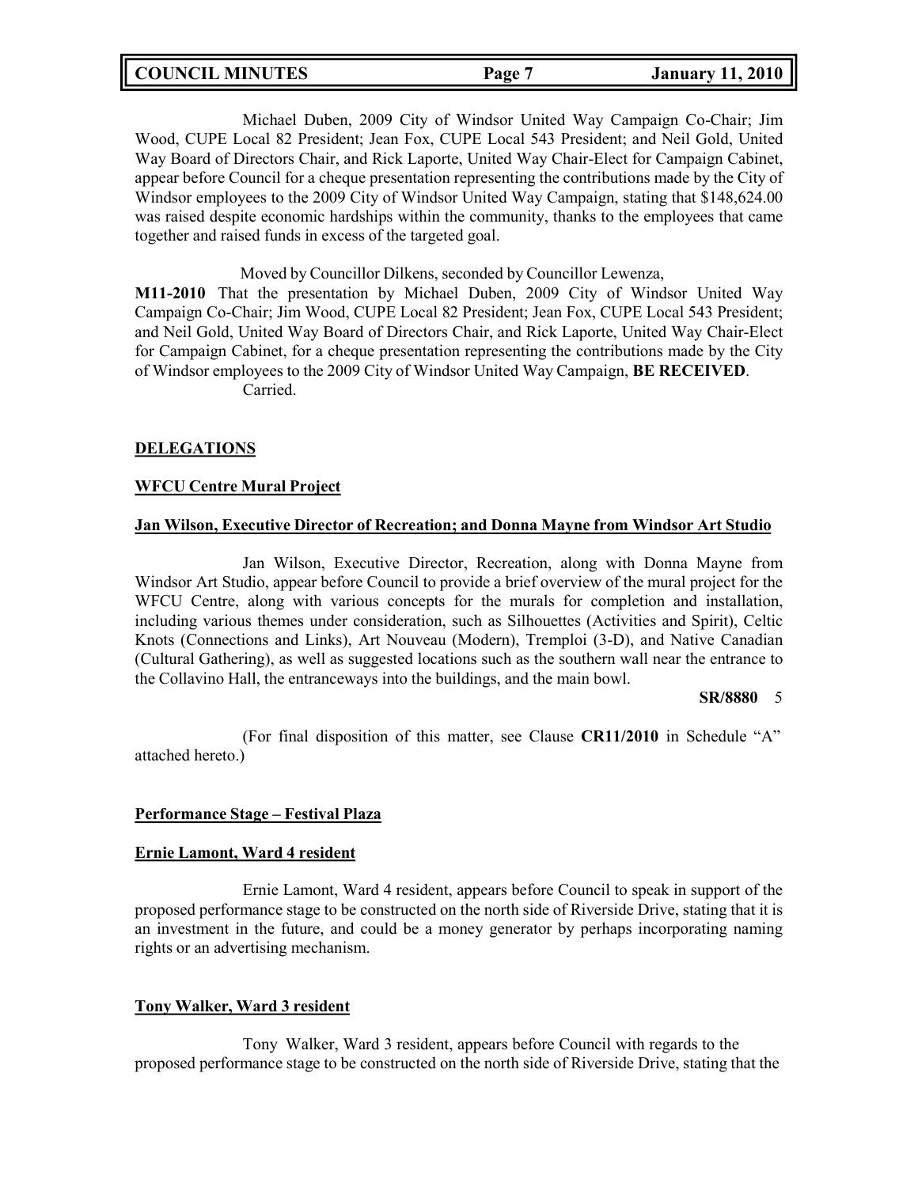Michael Duben, 2009 City of Windsor United Way Campaign Co-Chair; Jim Wood, CUPE Local 82 President; Jean Fox, CUPE Local 543 President; and Neil Gold, United Way Board of Directors Chair, and Rick Laporte, United Way Chair-Elect for Campaign Cabinet, appear before Council for a cheque presentation representing the contributions made by the City of Windsor employees to the 2009 City of Windsor United Way Campaign, stating that $148,624.00 was raised despite economic hardships within the community, thanks to the employees that came together and raised funds in excess of the targeted goal.

Moved by Councillor Dilkens, seconded by Councillor Lewenza,

**M11-2010** That the presentation by Michael Duben, 2009 City of Windsor United Way Campaign Co-Chair; Jim Wood, CUPE Local 82 President; Jean Fox, CUPE Local 543 President; and Neil Gold, United Way Board of Directors Chair, and Rick Laporte, United Way Chair-Elect for Campaign Cabinet, for a cheque presentation representing the contributions made by the City of Windsor employees to the 2009 City of Windsor United Way Campaign, **BE RECEIVED**.

Carried.

## DELEGATIONS

### WFCU Centre Mural Project

#### Jan Wilson, Executive Director of Recreation; and Donna Mayne from Windsor Art Studio

Jan Wilson, Executive Director, Recreation, along with Donna Mayne from Windsor Art Studio, appear before Council to provide a brief overview of the mural project for the WFCU Centre, along with various concepts for the murals for completion and installation, including various themes under consideration, such as Silhouettes (Activities and Spirit), Celtic Knots (Connections and Links), Art Nouveau (Modern), Tremploi (3-D), and Native Canadian (Cultural Gathering), as well as suggested locations such as the southern wall near the entrance to the Collavino Hall, the entranceways into the buildings, and the main bowl.

**SR/8880** 5

(For final disposition of this matter, see Clause **CR11/2010** in Schedule "A" attached hereto.)

### Performance Stage – Festival Plaza

#### Ernie Lamont, Ward 4 resident

Ernie Lamont, Ward 4 resident, appears before Council to speak in support of the proposed performance stage to be constructed on the north side of Riverside Drive, stating that it is an investment in the future, and could be a money generator by perhaps incorporating naming rights or an advertising mechanism.

#### Tony Walker, Ward 3 resident

Tony Walker, Ward 3 resident, appears before Council with regards to the proposed performance stage to be constructed on the north side of Riverside Drive, stating that the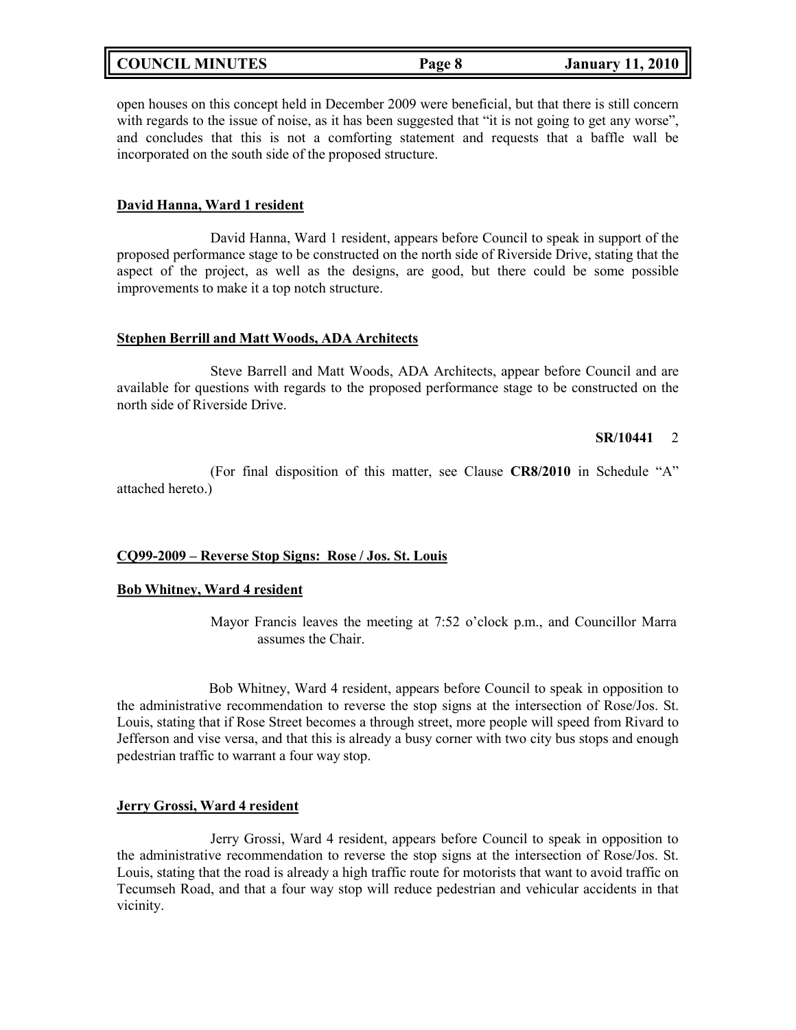open houses on this concept held in December 2009 were beneficial, but that there is still concern with regards to the issue of noise, as it has been suggested that "it is not going to get any worse", and concludes that this is not a comforting statement and requests that a baffle wall be incorporated on the south side of the proposed structure.

**David Hanna, Ward 1 resident**

David Hanna, Ward 1 resident, appears before Council to speak in support of the proposed performance stage to be constructed on the north side of Riverside Drive, stating that the aspect of the project, as well as the designs, are good, but there could be some possible improvements to make it a top notch structure.

**Stephen Berrill and Matt Woods, ADA Architects**

Steve Barrell and Matt Woods, ADA Architects, appear before Council and are available for questions with regards to the proposed performance stage to be constructed on the north side of Riverside Drive.

**SR/10441** 2

(For final disposition of this matter, see Clause **CR8/2010** in Schedule "A" attached hereto.)

**CQ99-2009 – Reverse Stop Signs: Rose / Jos. St. Louis**

**Bob Whitney, Ward 4 resident**

Mayor Francis leaves the meeting at 7:52 o'clock p.m., and Councillor Marra assumes the Chair.

Bob Whitney, Ward 4 resident, appears before Council to speak in opposition to the administrative recommendation to reverse the stop signs at the intersection of Rose/Jos. St. Louis, stating that if Rose Street becomes a through street, more people will speed from Rivard to Jefferson and vise versa, and that this is already a busy corner with two city bus stops and enough pedestrian traffic to warrant a four way stop.

**Jerry Grossi, Ward 4 resident**

Jerry Grossi, Ward 4 resident, appears before Council to speak in opposition to the administrative recommendation to reverse the stop signs at the intersection of Rose/Jos. St. Louis, stating that the road is already a high traffic route for motorists that want to avoid traffic on Tecumseh Road, and that a four way stop will reduce pedestrian and vehicular accidents in that vicinity.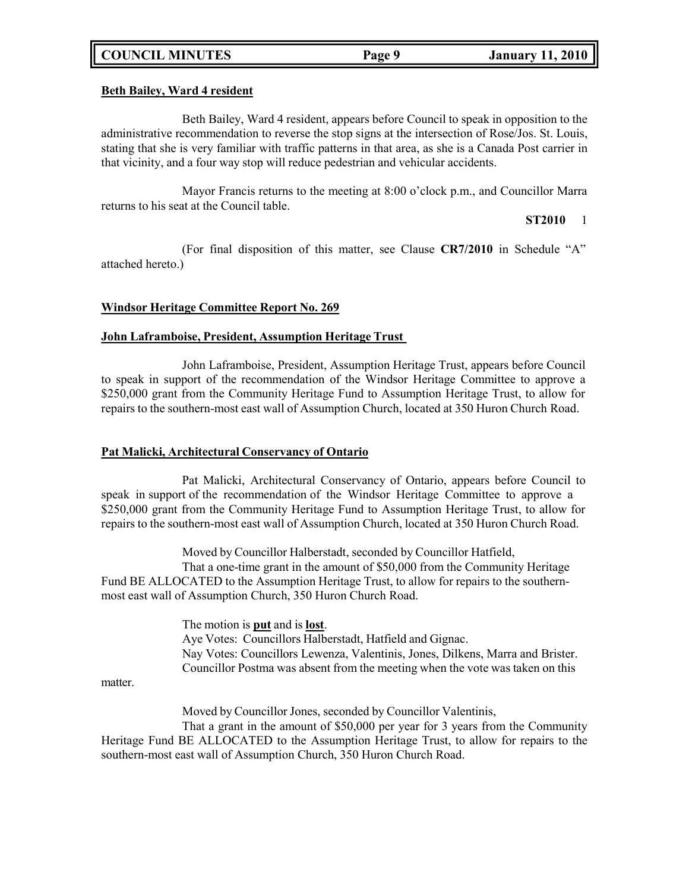**Beth Bailey, Ward 4 resident**

Beth Bailey, Ward 4 resident, appears before Council to speak in opposition to the administrative recommendation to reverse the stop signs at the intersection of Rose/Jos. St. Louis, stating that she is very familiar with traffic patterns in that area, as she is a Canada Post carrier in that vicinity, and a four way stop will reduce pedestrian and vehicular accidents.

Mayor Francis returns to the meeting at 8:00 o'clock p.m., and Councillor Marra returns to his seat at the Council table.

**ST2010** 1

(For final disposition of this matter, see Clause **CR7/2010** in Schedule "A" attached hereto.)

**Windsor Heritage Committee Report No. 269**

**John Laframboise, President, Assumption Heritage Trust**

John Laframboise, President, Assumption Heritage Trust, appears before Council to speak in support of the recommendation of the Windsor Heritage Committee to approve a $250,000 grant from the Community Heritage Fund to Assumption Heritage Trust, to allow for repairs to the southern-most east wall of Assumption Church, located at 350 Huron Church Road.

**Pat Malicki, Architectural Conservancy of Ontario**

Pat Malicki, Architectural Conservancy of Ontario, appears before Council to speak in support of the recommendation of the Windsor Heritage Committee to approve a $250,000 grant from the Community Heritage Fund to Assumption Heritage Trust, to allow for repairs to the southern-most east wall of Assumption Church, located at 350 Huron Church Road.

Moved by Councillor Halberstadt, seconded by Councillor Hatfield,

That a one-time grant in the amount of $50,000 from the Community Heritage Fund BE ALLOCATED to the Assumption Heritage Trust, to allow for repairs to the southern-most east wall of Assumption Church, 350 Huron Church Road.

The motion is **put** and is **lost**.
Aye Votes: Councillors Halberstadt, Hatfield and Gignac.
Nay Votes: Councillors Lewenza, Valentinis, Jones, Dilkens, Marra and Brister.
Councillor Postma was absent from the meeting when the vote was taken on this matter.

Moved by Councillor Jones, seconded by Councillor Valentinis,

That a grant in the amount of $50,000 per year for 3 years from the Community Heritage Fund BE ALLOCATED to the Assumption Heritage Trust, to allow for repairs to the southern-most east wall of Assumption Church, 350 Huron Church Road.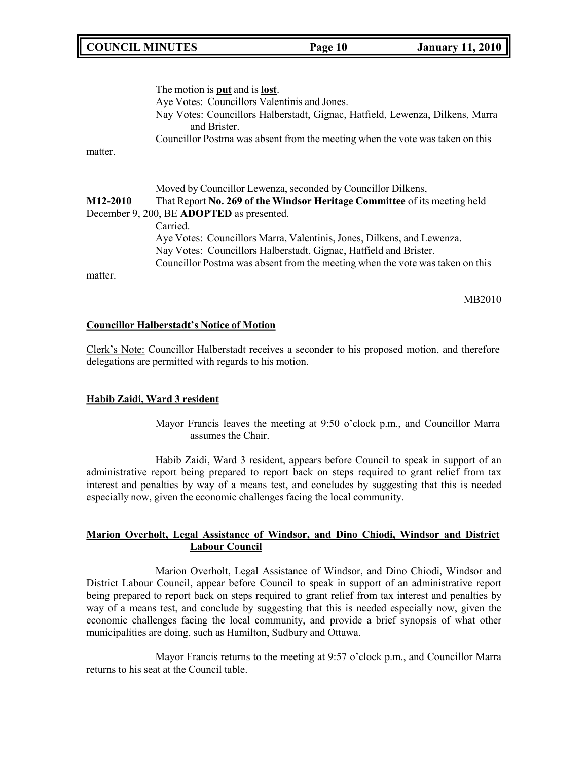The motion is **put** and is **lost**.
Aye Votes: Councillors Valentinis and Jones.
Nay Votes: Councillors Halberstadt, Gignac, Hatfield, Lewenza, Dilkens, Marra and Brister.
Councillor Postma was absent from the meeting when the vote was taken on this matter.

Moved by Councillor Lewenza, seconded by Councillor Dilkens,

**M12-2010** That Report **No. 269 of the Windsor Heritage Committee** of its meeting held December 9, 200, BE **ADOPTED** as presented.
Carried.
Aye Votes: Councillors Marra, Valentinis, Jones, Dilkens, and Lewenza.
Nay Votes: Councillors Halberstadt, Gignac, Hatfield and Brister.
Councillor Postma was absent from the meeting when the vote was taken on this matter.

MB2010

**Councillor Halberstadt's Notice of Motion**

Clerk's Note: Councillor Halberstadt receives a seconder to his proposed motion, and therefore delegations are permitted with regards to his motion.

**Habib Zaidi, Ward 3 resident**

Mayor Francis leaves the meeting at 9:50 o'clock p.m., and Councillor Marra assumes the Chair.

Habib Zaidi, Ward 3 resident, appears before Council to speak in support of an administrative report being prepared to report back on steps required to grant relief from tax interest and penalties by way of a means test, and concludes by suggesting that this is needed especially now, given the economic challenges facing the local community.

**Marion Overholt, Legal Assistance of Windsor, and Dino Chiodi, Windsor and District Labour Council**

Marion Overholt, Legal Assistance of Windsor, and Dino Chiodi, Windsor and District Labour Council, appear before Council to speak in support of an administrative report being prepared to report back on steps required to grant relief from tax interest and penalties by way of a means test, and conclude by suggesting that this is needed especially now, given the economic challenges facing the local community, and provide a brief synopsis of what other municipalities are doing, such as Hamilton, Sudbury and Ottawa.

Mayor Francis returns to the meeting at 9:57 o'clock p.m., and Councillor Marra returns to his seat at the Council table.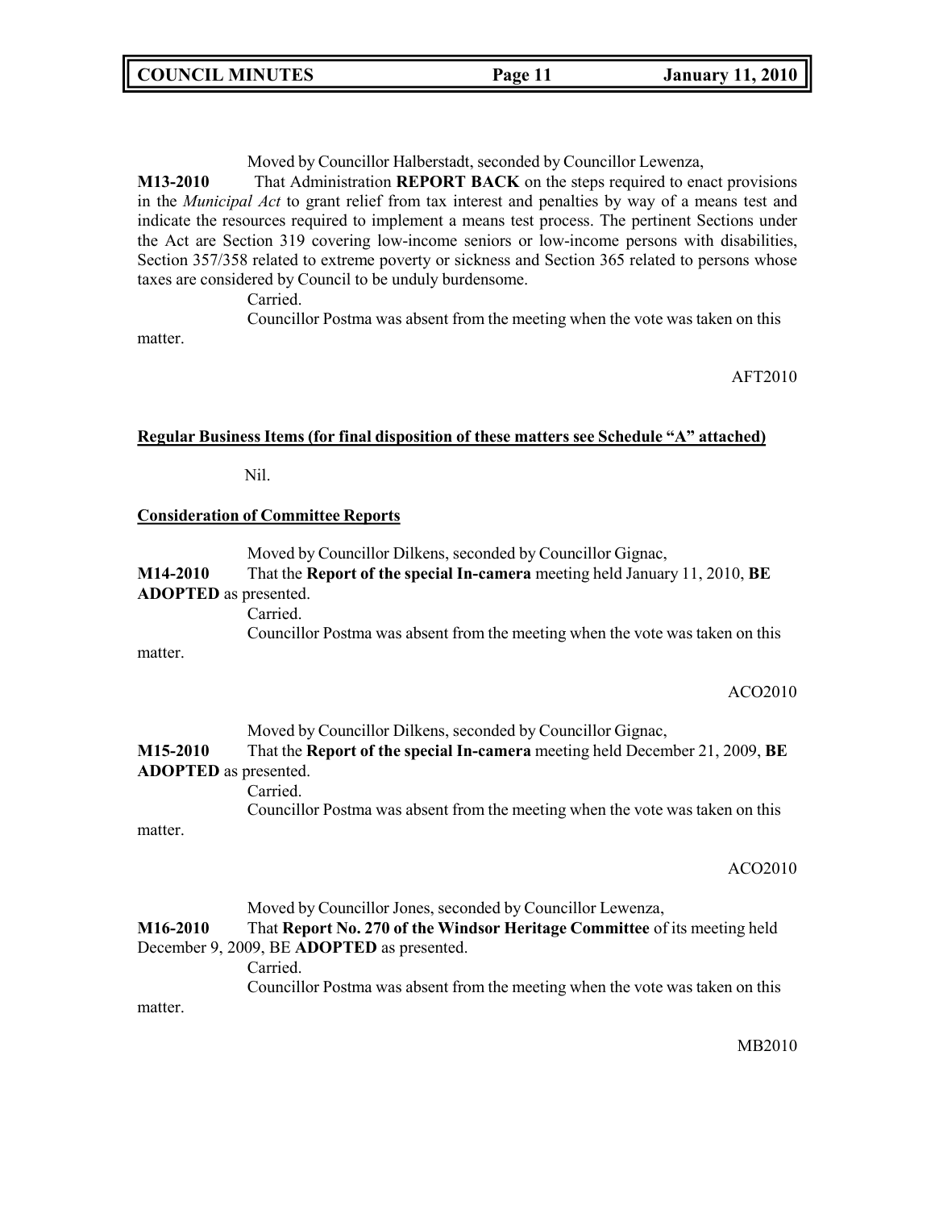Moved by Councillor Halberstadt, seconded by Councillor Lewenza,

**M13-2010** That Administration **REPORT BACK** on the steps required to enact provisions in the *Municipal Act* to grant relief from tax interest and penalties by way of a means test and indicate the resources required to implement a means test process. The pertinent Sections under the Act are Section 319 covering low-income seniors or low-income persons with disabilities, Section 357/358 related to extreme poverty or sickness and Section 365 related to persons whose taxes are considered by Council to be unduly burdensome.

Carried.

Councillor Postma was absent from the meeting when the vote was taken on this matter.

AFT2010

**Regular Business Items (for final disposition of these matters see Schedule "A" attached)**

Nil.

**Consideration of Committee Reports**

Moved by Councillor Dilkens, seconded by Councillor Gignac,

**M14-2010** That the **Report of the special In-camera** meeting held January 11, 2010, **BE ADOPTED** as presented.

Carried.

Councillor Postma was absent from the meeting when the vote was taken on this matter.

ACO2010

Moved by Councillor Dilkens, seconded by Councillor Gignac,

**M15-2010** That the **Report of the special In-camera** meeting held December 21, 2009, **BE ADOPTED** as presented.

Carried.

Councillor Postma was absent from the meeting when the vote was taken on this matter.

ACO2010

Moved by Councillor Jones, seconded by Councillor Lewenza,

**M16-2010** That **Report No. 270 of the Windsor Heritage Committee** of its meeting held December 9, 2009, BE **ADOPTED** as presented.

Carried.

Councillor Postma was absent from the meeting when the vote was taken on this matter.

MB2010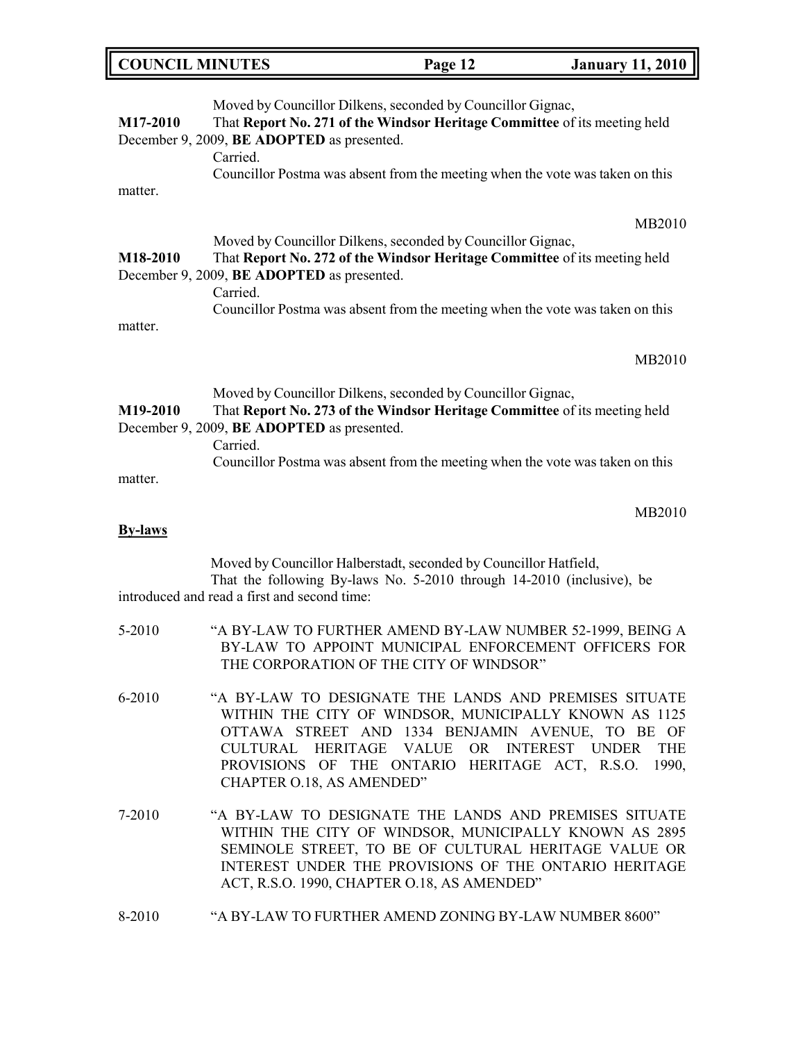Moved by Councillor Dilkens, seconded by Councillor Gignac,

**M17-2010** That **Report No. 271 of the Windsor Heritage Committee** of its meeting held December 9, 2009, **BE ADOPTED** as presented.

Carried.

Councillor Postma was absent from the meeting when the vote was taken on this matter.

MB2010

Moved by Councillor Dilkens, seconded by Councillor Gignac,

**M18-2010** That **Report No. 272 of the Windsor Heritage Committee** of its meeting held December 9, 2009, **BE ADOPTED** as presented.

Carried.

Councillor Postma was absent from the meeting when the vote was taken on this matter.

MB2010

Moved by Councillor Dilkens, seconded by Councillor Gignac,

**M19-2010** That **Report No. 273 of the Windsor Heritage Committee** of its meeting held December 9, 2009, **BE ADOPTED** as presented.

Carried.

Councillor Postma was absent from the meeting when the vote was taken on this matter.

MB2010

**By-laws**

Moved by Councillor Halberstadt, seconded by Councillor Hatfield,

That the following By-laws No. 5-2010 through 14-2010 (inclusive), be introduced and read a first and second time:

5-2010 "A BY-LAW TO FURTHER AMEND BY-LAW NUMBER 52-1999, BEING A BY-LAW TO APPOINT MUNICIPAL ENFORCEMENT OFFICERS FOR THE CORPORATION OF THE CITY OF WINDSOR"

6-2010 "A BY-LAW TO DESIGNATE THE LANDS AND PREMISES SITUATE WITHIN THE CITY OF WINDSOR, MUNICIPALLY KNOWN AS 1125 OTTAWA STREET AND 1334 BENJAMIN AVENUE, TO BE OF CULTURAL HERITAGE VALUE OR INTEREST UNDER THE PROVISIONS OF THE ONTARIO HERITAGE ACT, R.S.O. 1990, CHAPTER O.18, AS AMENDED"

7-2010 "A BY-LAW TO DESIGNATE THE LANDS AND PREMISES SITUATE WITHIN THE CITY OF WINDSOR, MUNICIPALLY KNOWN AS 2895 SEMINOLE STREET, TO BE OF CULTURAL HERITAGE VALUE OR INTEREST UNDER THE PROVISIONS OF THE ONTARIO HERITAGE ACT, R.S.O. 1990, CHAPTER O.18, AS AMENDED"

8-2010 "A BY-LAW TO FURTHER AMEND ZONING BY-LAW NUMBER 8600"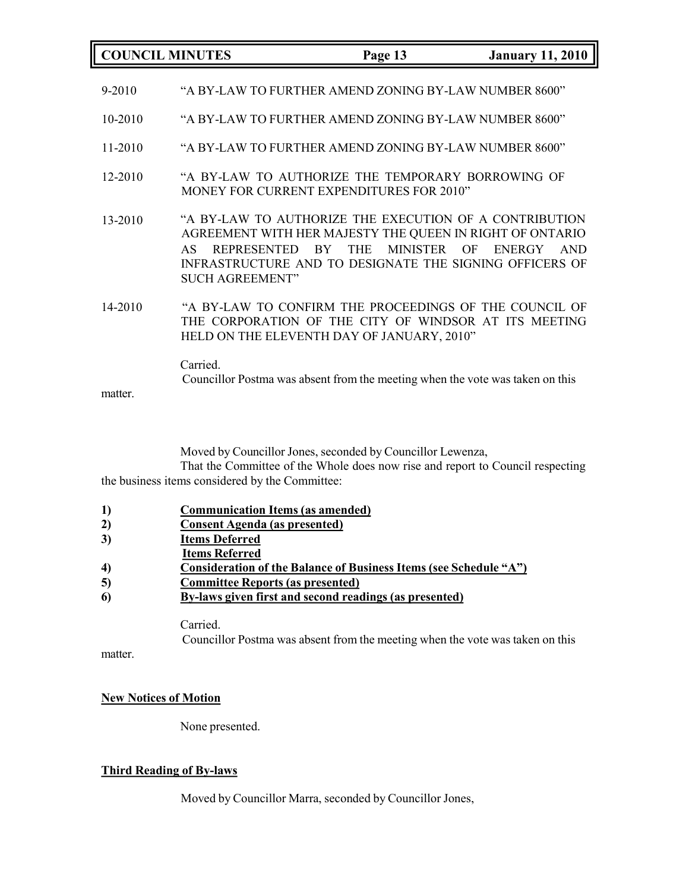9-2010 "A BY-LAW TO FURTHER AMEND ZONING BY-LAW NUMBER 8600"

10-2010 "A BY-LAW TO FURTHER AMEND ZONING BY-LAW NUMBER 8600"

11-2010 "A BY-LAW TO FURTHER AMEND ZONING BY-LAW NUMBER 8600"

12-2010 "A BY-LAW TO AUTHORIZE THE TEMPORARY BORROWING OF MONEY FOR CURRENT EXPENDITURES FOR 2010"

13-2010 "A BY-LAW TO AUTHORIZE THE EXECUTION OF A CONTRIBUTION AGREEMENT WITH HER MAJESTY THE QUEEN IN RIGHT OF ONTARIO AS REPRESENTED BY THE MINISTER OF ENERGY AND INFRASTRUCTURE AND TO DESIGNATE THE SIGNING OFFICERS OF SUCH AGREEMENT"

14-2010 "A BY-LAW TO CONFIRM THE PROCEEDINGS OF THE COUNCIL OF THE CORPORATION OF THE CITY OF WINDSOR AT ITS MEETING HELD ON THE ELEVENTH DAY OF JANUARY, 2010"

Carried.

Councillor Postma was absent from the meeting when the vote was taken on this matter.

Moved by Councillor Jones, seconded by Councillor Lewenza,

That the Committee of the Whole does now rise and report to Council respecting the business items considered by the Committee:

1) **Communication Items (as amended)**
2) **Consent Agenda (as presented)**
3) **Items Deferred**
   **Items Referred**
4) **Consideration of the Balance of Business Items (see Schedule "A")**
5) **Committee Reports (as presented)**
6) **By-laws given first and second readings (as presented)**

Carried.

Councillor Postma was absent from the meeting when the vote was taken on this matter.

**New Notices of Motion**

None presented.

**Third Reading of By-laws**

Moved by Councillor Marra, seconded by Councillor Jones,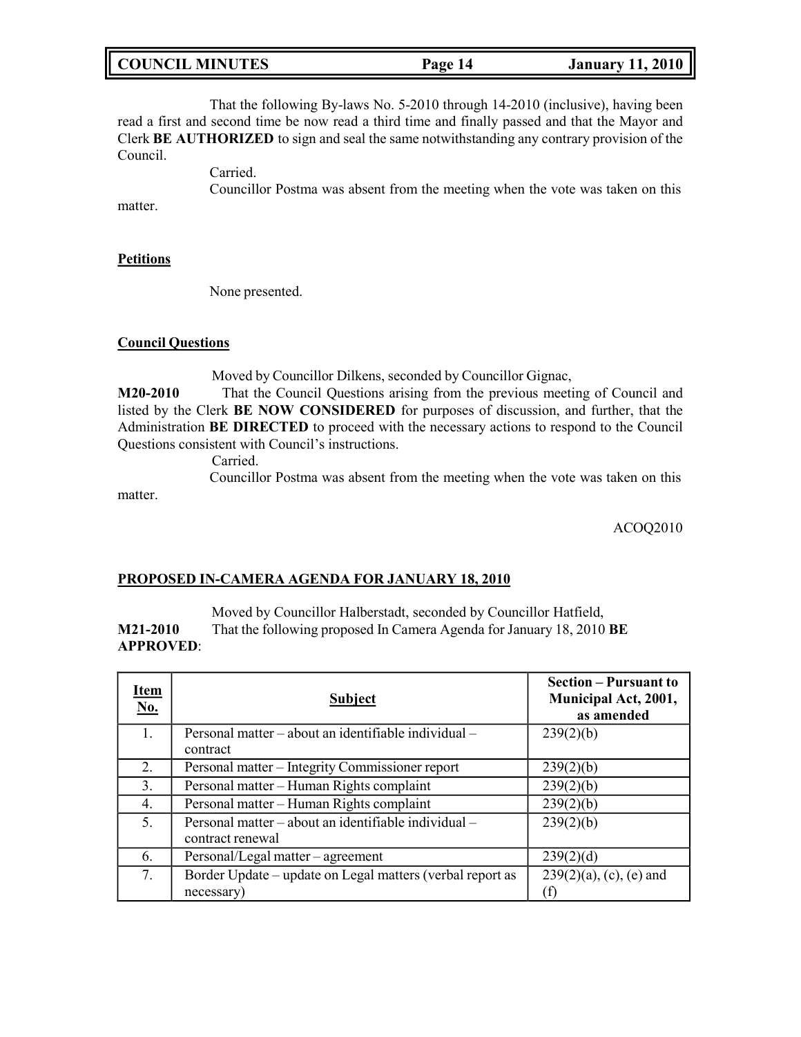That the following By-laws No. 5-2010 through 14-2010 (inclusive), having been read a first and second time be now read a third time and finally passed and that the Mayor and Clerk **BE AUTHORIZED** to sign and seal the same notwithstanding any contrary provision of the Council.

Carried.

Councillor Postma was absent from the meeting when the vote was taken on this matter.

**Petitions**

None presented.

**Council Questions**

Moved by Councillor Dilkens, seconded by Councillor Gignac,

**M20-2010** That the Council Questions arising from the previous meeting of Council and listed by the Clerk **BE NOW CONSIDERED** for purposes of discussion, and further, that the Administration **BE DIRECTED** to proceed with the necessary actions to respond to the Council Questions consistent with Council's instructions.

Carried.

Councillor Postma was absent from the meeting when the vote was taken on this matter.

ACOQ2010

## PROPOSED IN-CAMERA AGENDA FOR JANUARY 18, 2010

Moved by Councillor Halberstadt, seconded by Councillor Hatfield,

**M21-2010** That the following proposed In Camera Agenda for January 18, 2010 **BE APPROVED**:

| Item No. | Subject | Section – Pursuant to Municipal Act, 2001, as amended |
|---|---|---|
| 1. | Personal matter – about an identifiable individual – contract | 239(2)(b) |
| 2. | Personal matter – Integrity Commissioner report | 239(2)(b) |
| 3. | Personal matter – Human Rights complaint | 239(2)(b) |
| 4. | Personal matter – Human Rights complaint | 239(2)(b) |
| 5. | Personal matter – about an identifiable individual – contract renewal | 239(2)(b) |
| 6. | Personal/Legal matter – agreement | 239(2)(d) |
| 7. | Border Update – update on Legal matters (verbal report as necessary) | 239(2)(a), (c), (e) and (f) |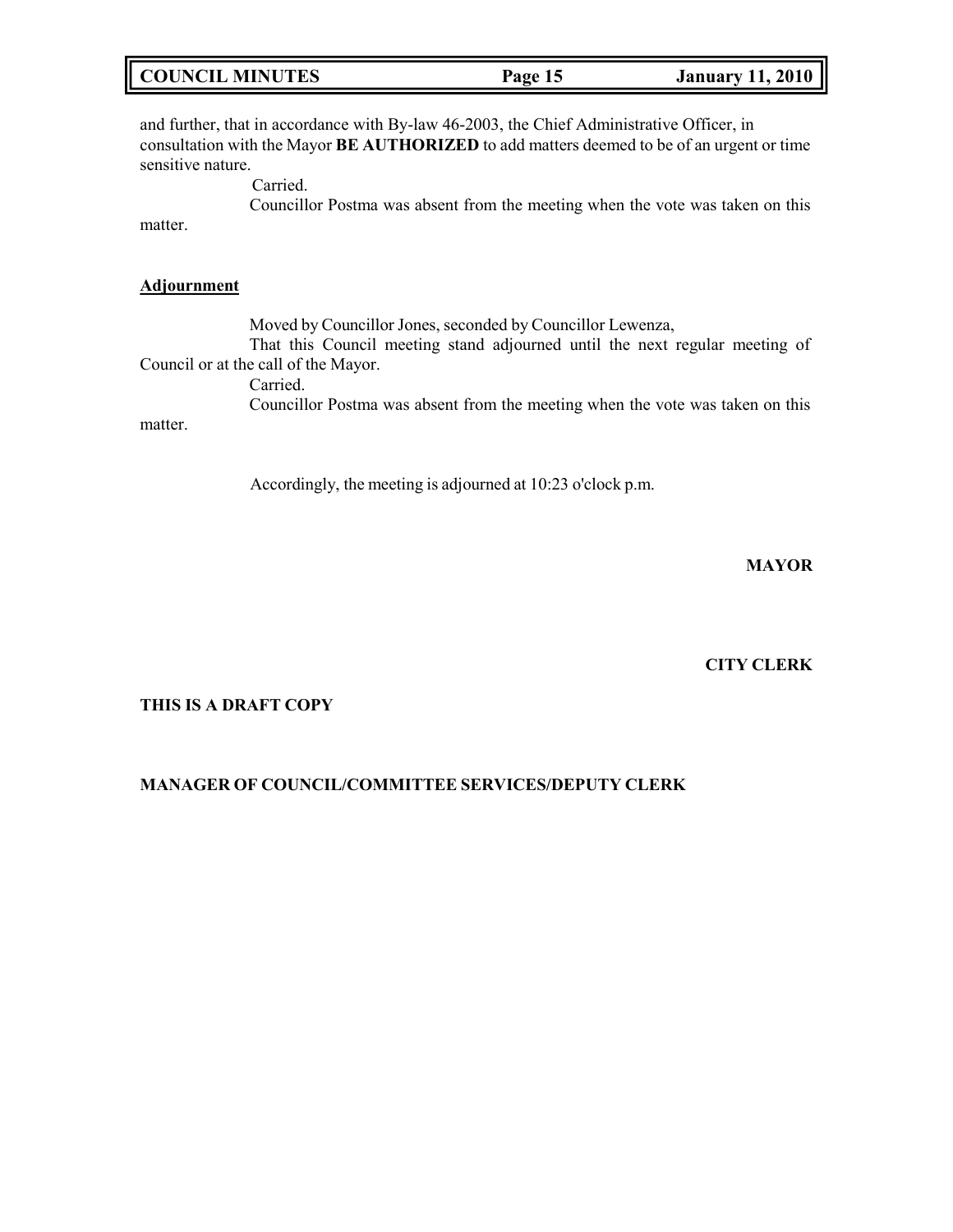and further, that in accordance with By-law 46-2003, the Chief Administrative Officer, in consultation with the Mayor **BE AUTHORIZED** to add matters deemed to be of an urgent or time sensitive nature.

Carried.

Councillor Postma was absent from the meeting when the vote was taken on this matter.

**Adjournment**

Moved by Councillor Jones, seconded by Councillor Lewenza,

That this Council meeting stand adjourned until the next regular meeting of Council or at the call of the Mayor.

Carried.

Councillor Postma was absent from the meeting when the vote was taken on this matter.

Accordingly, the meeting is adjourned at 10:23 o'clock p.m.

**MAYOR**

**CITY CLERK**

**THIS IS A DRAFT COPY**

**MANAGER OF COUNCIL/COMMITTEE SERVICES/DEPUTY CLERK**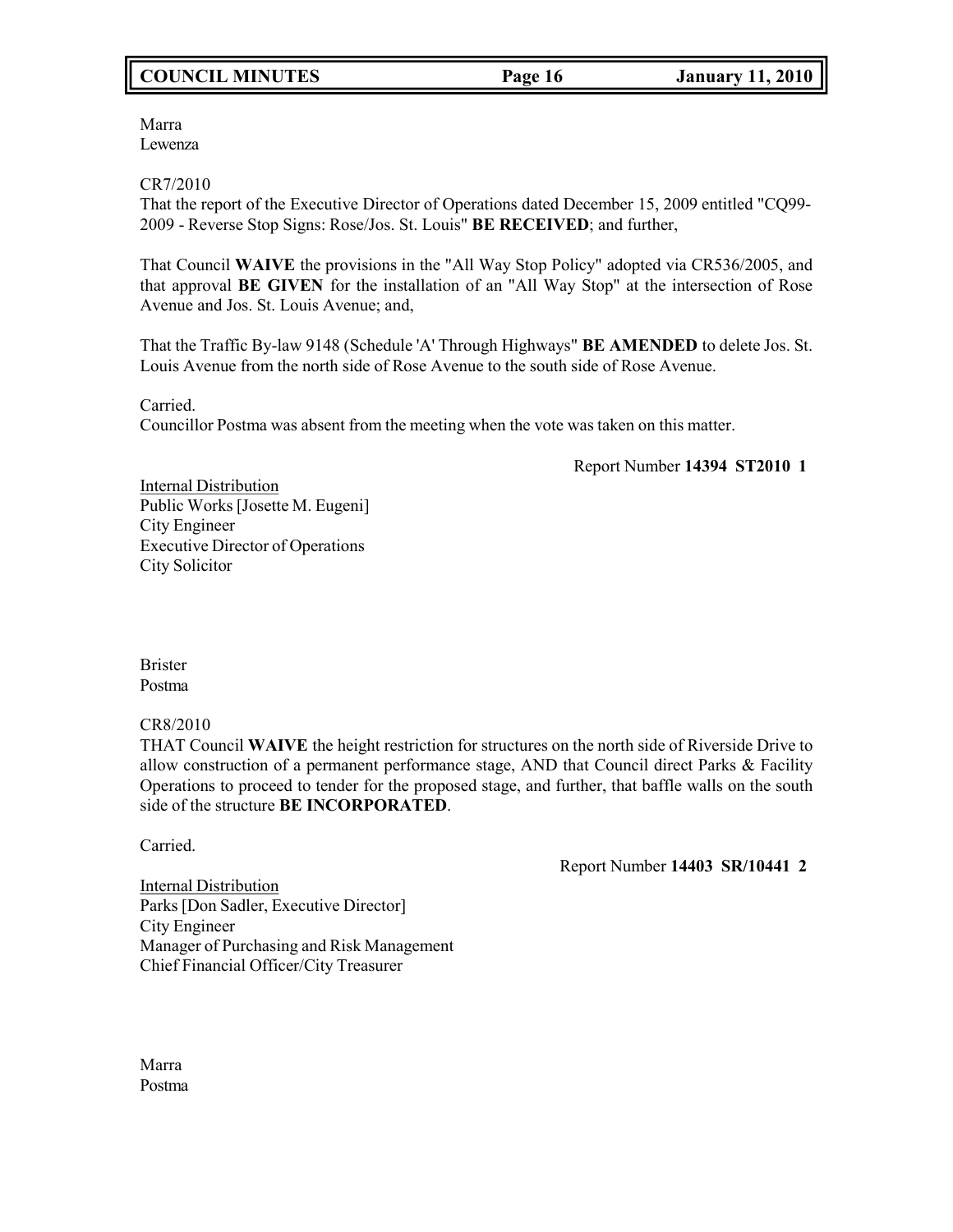Marra
Lewenza

CR7/2010
That the report of the Executive Director of Operations dated December 15, 2009 entitled "CQ99-2009 - Reverse Stop Signs: Rose/Jos. St. Louis" **BE RECEIVED**; and further,

That Council **WAIVE** the provisions in the "All Way Stop Policy" adopted via CR536/2005, and that approval **BE GIVEN** for the installation of an "All Way Stop" at the intersection of Rose Avenue and Jos. St. Louis Avenue; and,

That the Traffic By-law 9148 (Schedule 'A' Through Highways" **BE AMENDED** to delete Jos. St. Louis Avenue from the north side of Rose Avenue to the south side of Rose Avenue.

Carried.
Councillor Postma was absent from the meeting when the vote was taken on this matter.

Report Number **14394 ST2010 1**

Internal Distribution
Public Works [Josette M. Eugeni]
City Engineer
Executive Director of Operations
City Solicitor

Brister
Postma

CR8/2010
THAT Council **WAIVE** the height restriction for structures on the north side of Riverside Drive to allow construction of a permanent performance stage, AND that Council direct Parks & Facility Operations to proceed to tender for the proposed stage, and further, that baffle walls on the south side of the structure **BE INCORPORATED**.

Carried.

Report Number **14403 SR/10441 2**

Internal Distribution
Parks [Don Sadler, Executive Director]
City Engineer
Manager of Purchasing and Risk Management
Chief Financial Officer/City Treasurer

Marra
Postma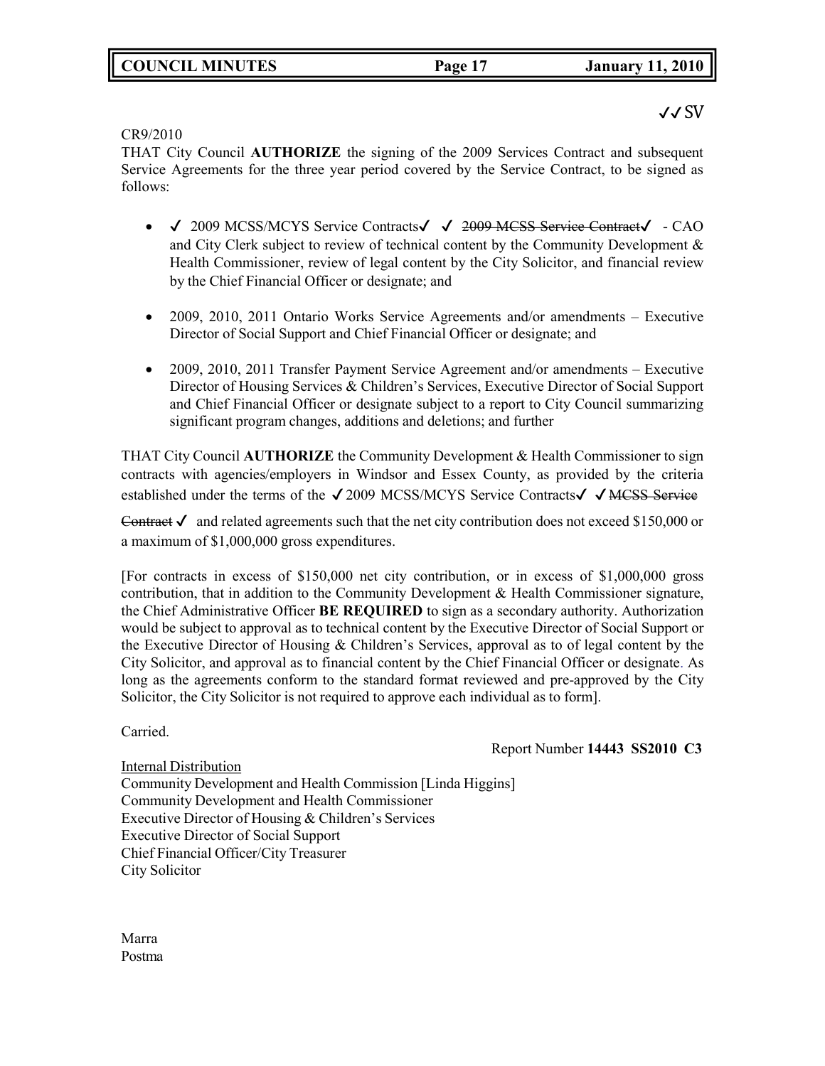✓✓SV

CR9/2010
THAT City Council **AUTHORIZE** the signing of the 2009 Services Contract and subsequent Service Agreements for the three year period covered by the Service Contract, to be signed as follows:

- ✓ 2009 MCSS/MCYS Service Contracts✓ ✓ ~~2009 MCSS Service Contract~~✓ - CAO and City Clerk subject to review of technical content by the Community Development & Health Commissioner, review of legal content by the City Solicitor, and financial review by the Chief Financial Officer or designate; and

- 2009, 2010, 2011 Ontario Works Service Agreements and/or amendments – Executive Director of Social Support and Chief Financial Officer or designate; and

- 2009, 2010, 2011 Transfer Payment Service Agreement and/or amendments – Executive Director of Housing Services & Children's Services, Executive Director of Social Support and Chief Financial Officer or designate subject to a report to City Council summarizing significant program changes, additions and deletions; and further

THAT City Council **AUTHORIZE** the Community Development & Health Commissioner to sign contracts with agencies/employers in Windsor and Essex County, as provided by the criteria established under the terms of the ✓2009 MCSS/MCYS Service Contracts✓ ✓~~MCSS Service Contract~~✓ and related agreements such that the net city contribution does not exceed $150,000 or a maximum of $1,000,000 gross expenditures.

[For contracts in excess of $150,000 net city contribution, or in excess of $1,000,000 gross contribution, that in addition to the Community Development & Health Commissioner signature, the Chief Administrative Officer **BE REQUIRED** to sign as a secondary authority. Authorization would be subject to approval as to technical content by the Executive Director of Social Support or the Executive Director of Housing & Children's Services, approval as to of legal content by the City Solicitor, and approval as to financial content by the Chief Financial Officer or designate. As long as the agreements conform to the standard format reviewed and pre-approved by the City Solicitor, the City Solicitor is not required to approve each individual as to form].

Carried.

Report Number **14443 SS2010 C3**

Internal Distribution
Community Development and Health Commission [Linda Higgins]
Community Development and Health Commissioner
Executive Director of Housing & Children's Services
Executive Director of Social Support
Chief Financial Officer/City Treasurer
City Solicitor

Marra
Postma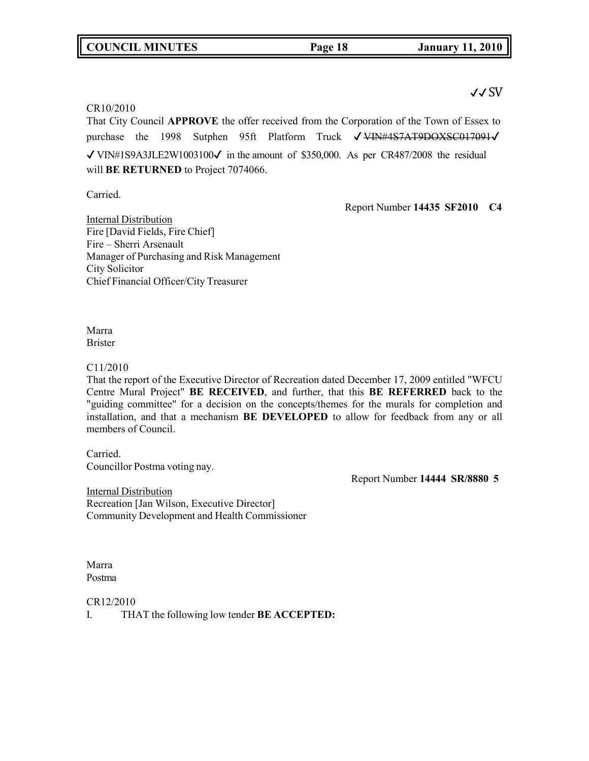✓✓SV

CR10/2010
That City Council **APPROVE** the offer received from the Corporation of the Town of Essex to purchase the 1998 Sutphen 95ft Platform Truck ✓~~VIN#4S7AT9DOXSC017091~~✓ ✓VIN#1S9A3JLE2W1003100✓ in the amount of $350,000. As per CR487/2008 the residual will **BE RETURNED** to Project 7074066.

Carried.

Report Number **14435 SF2010 C4**

Internal Distribution
Fire [David Fields, Fire Chief]
Fire – Sherri Arsenault
Manager of Purchasing and Risk Management
City Solicitor
Chief Financial Officer/City Treasurer

Marra
Brister

C11/2010
That the report of the Executive Director of Recreation dated December 17, 2009 entitled "WFCU Centre Mural Project" **BE RECEIVED**, and further, that this **BE REFERRED** back to the "guiding committee" for a decision on the concepts/themes for the murals for completion and installation, and that a mechanism **BE DEVELOPED** to allow for feedback from any or all members of Council.

Carried.
Councillor Postma voting nay.

Report Number **14444 SR/8880 5**

Internal Distribution
Recreation [Jan Wilson, Executive Director]
Community Development and Health Commissioner

Marra
Postma

CR12/2010
I. THAT the following low tender **BE ACCEPTED:**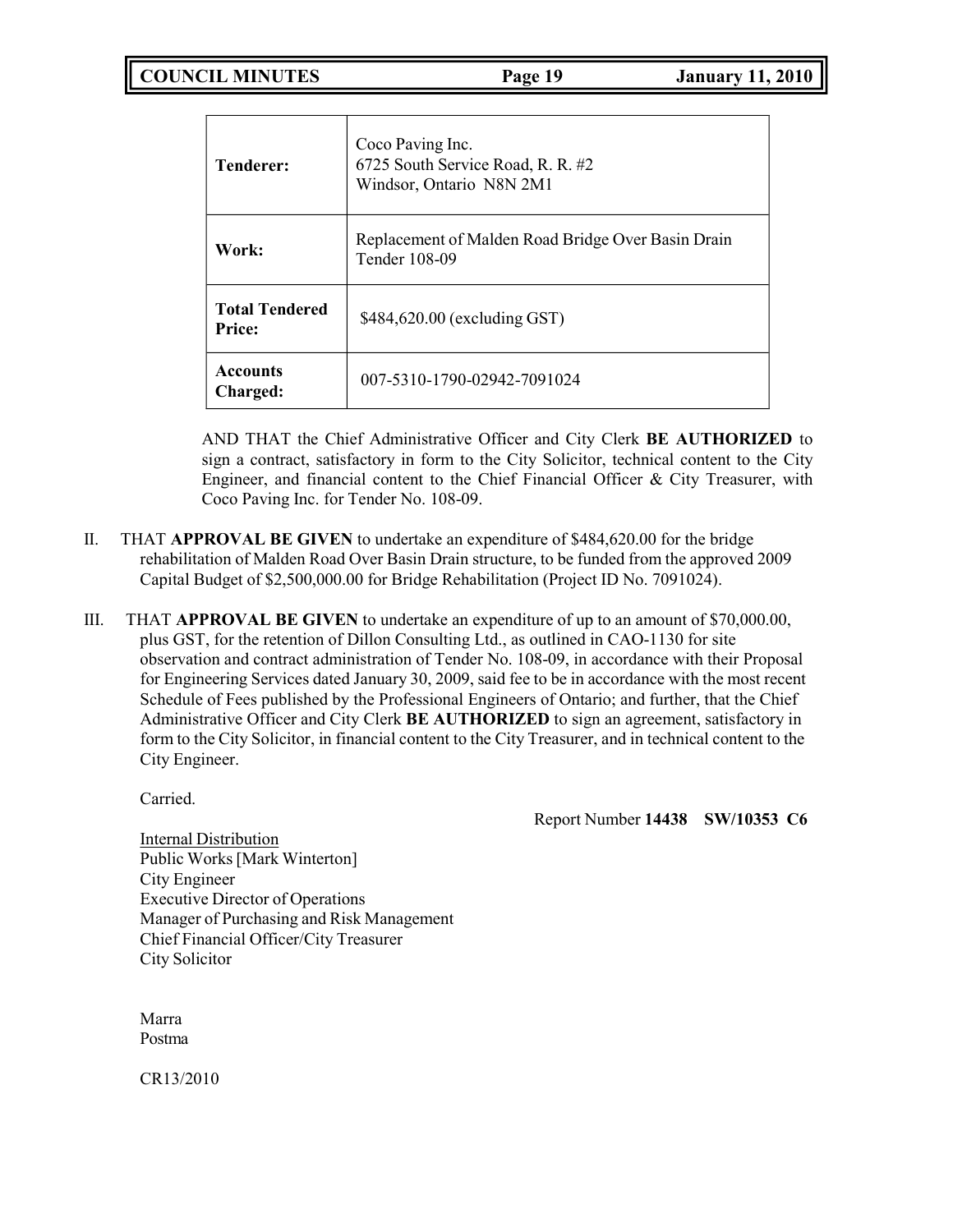| Tenderer: | Coco Paving Inc.<br>6725 South Service Road, R. R. #2<br>Windsor, Ontario N8N 2M1 |
|---|---|
| Work: | Replacement of Malden Road Bridge Over Basin Drain<br>Tender 108-09 |
| Total Tendered Price: | $484,620.00 (excluding GST) |
| Accounts Charged: | 007-5310-1790-02942-7091024 |

AND THAT the Chief Administrative Officer and City Clerk **BE AUTHORIZED** to sign a contract, satisfactory in form to the City Solicitor, technical content to the City Engineer, and financial content to the Chief Financial Officer & City Treasurer, with Coco Paving Inc. for Tender No. 108-09.

II. THAT **APPROVAL BE GIVEN** to undertake an expenditure of $484,620.00 for the bridge rehabilitation of Malden Road Over Basin Drain structure, to be funded from the approved 2009 Capital Budget of $2,500,000.00 for Bridge Rehabilitation (Project ID No. 7091024).

III. THAT **APPROVAL BE GIVEN** to undertake an expenditure of up to an amount of $70,000.00, plus GST, for the retention of Dillon Consulting Ltd., as outlined in CAO-1130 for site observation and contract administration of Tender No. 108-09, in accordance with their Proposal for Engineering Services dated January 30, 2009, said fee to be in accordance with the most recent Schedule of Fees published by the Professional Engineers of Ontario; and further, that the Chief Administrative Officer and City Clerk **BE AUTHORIZED** to sign an agreement, satisfactory in form to the City Solicitor, in financial content to the City Treasurer, and in technical content to the City Engineer.

Carried.

Report Number **14438 SW/10353 C6**

Internal Distribution
Public Works [Mark Winterton]
City Engineer
Executive Director of Operations
Manager of Purchasing and Risk Management
Chief Financial Officer/City Treasurer
City Solicitor

Marra
Postma

CR13/2010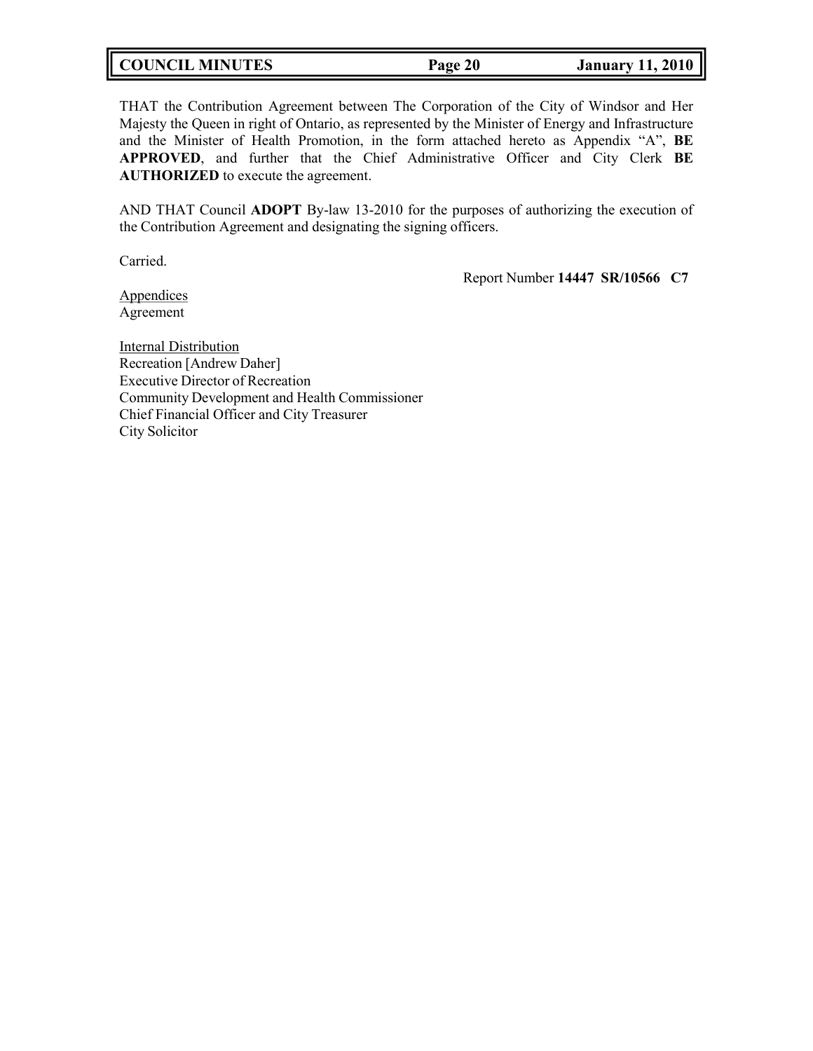THAT the Contribution Agreement between The Corporation of the City of Windsor and Her Majesty the Queen in right of Ontario, as represented by the Minister of Energy and Infrastructure and the Minister of Health Promotion, in the form attached hereto as Appendix "A", **BE APPROVED**, and further that the Chief Administrative Officer and City Clerk **BE AUTHORIZED** to execute the agreement.

AND THAT Council **ADOPT** By-law 13-2010 for the purposes of authorizing the execution of the Contribution Agreement and designating the signing officers.

Carried.

Report Number **14447 SR/10566 C7**

Appendices
Agreement

Internal Distribution
Recreation [Andrew Daher]
Executive Director of Recreation
Community Development and Health Commissioner
Chief Financial Officer and City Treasurer
City Solicitor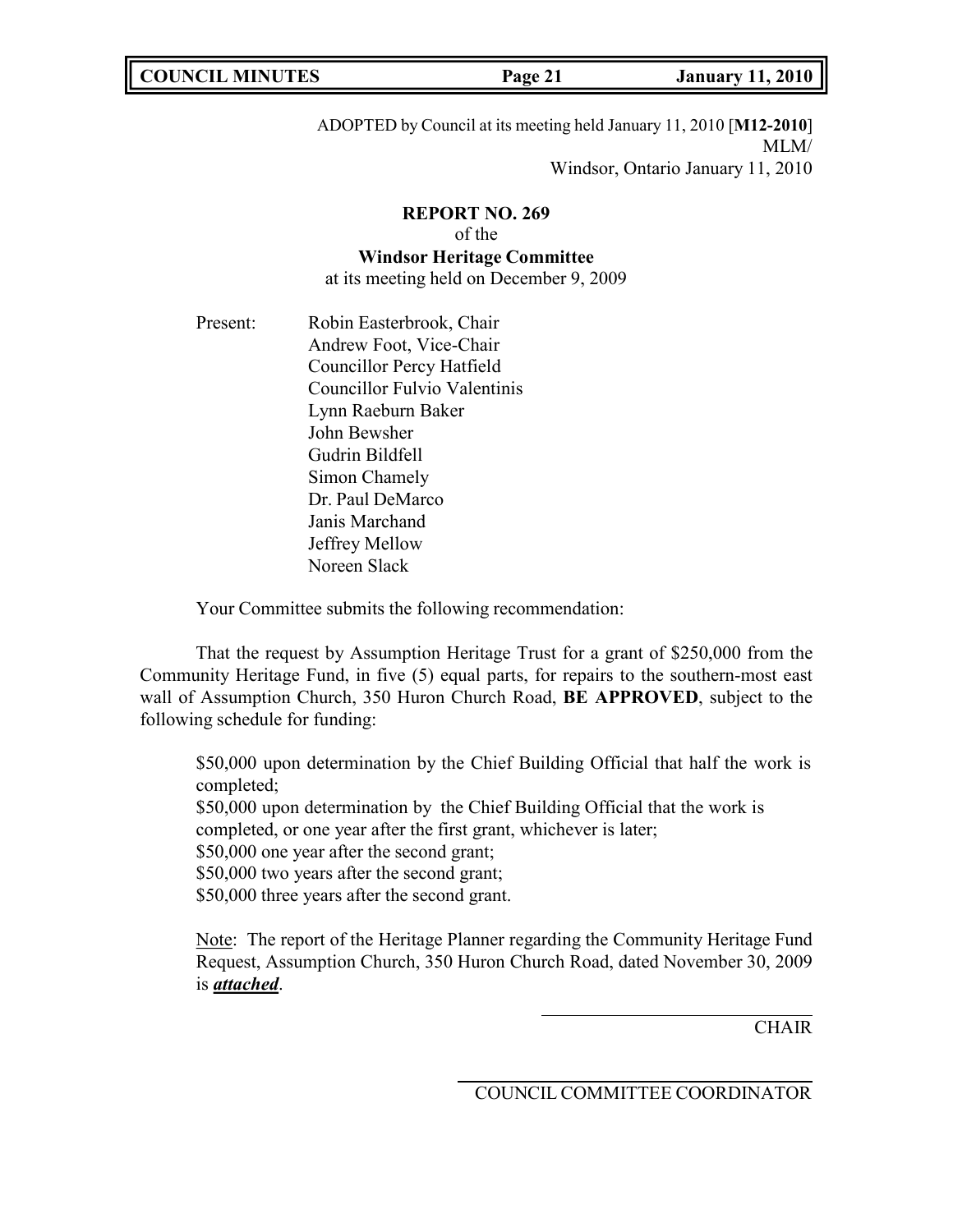ADOPTED by Council at its meeting held January 11, 2010 [**M12-2010**]
MLM/
Windsor, Ontario January 11, 2010

**REPORT NO. 269**
of the
**Windsor Heritage Committee**
at its meeting held on December 9, 2009

Present:
Robin Easterbrook, Chair
Andrew Foot, Vice-Chair
Councillor Percy Hatfield
Councillor Fulvio Valentinis
Lynn Raeburn Baker
John Bewsher
Gudrin Bildfell
Simon Chamely
Dr. Paul DeMarco
Janis Marchand
Jeffrey Mellow
Noreen Slack

Your Committee submits the following recommendation:

That the request by Assumption Heritage Trust for a grant of $250,000 from the Community Heritage Fund, in five (5) equal parts, for repairs to the southern-most east wall of Assumption Church, 350 Huron Church Road, **BE APPROVED**, subject to the following schedule for funding:

$50,000 upon determination by the Chief Building Official that half the work is completed;
$50,000 upon determination by the Chief Building Official that the work is completed, or one year after the first grant, whichever is later;
$50,000 one year after the second grant;
$50,000 two years after the second grant;
$50,000 three years after the second grant.

Note: The report of the Heritage Planner regarding the Community Heritage Fund Request, Assumption Church, 350 Huron Church Road, dated November 30, 2009 is ***attached***.

CHAIR

COUNCIL COMMITTEE COORDINATOR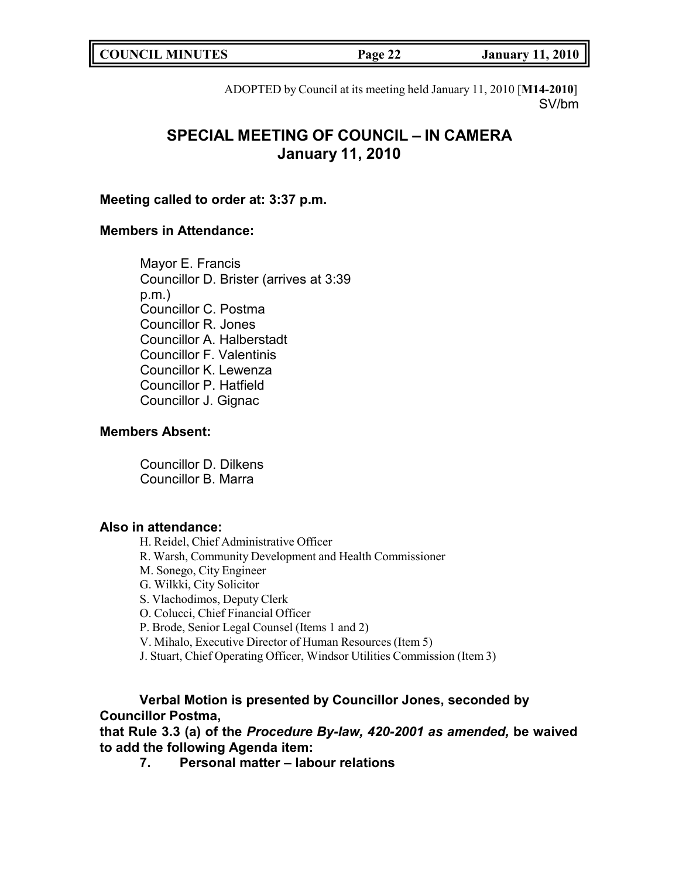ADOPTED by Council at its meeting held January 11, 2010 [**M14-2010**]
SV/bm

# SPECIAL MEETING OF COUNCIL – IN CAMERA
## January 11, 2010

**Meeting called to order at: 3:37 p.m.**

**Members in Attendance:**

Mayor E. Francis
Councillor D. Brister (arrives at 3:39 p.m.)
Councillor C. Postma
Councillor R. Jones
Councillor A. Halberstadt
Councillor F. Valentinis
Councillor K. Lewenza
Councillor P. Hatfield
Councillor J. Gignac

**Members Absent:**

Councillor D. Dilkens
Councillor B. Marra

**Also in attendance:**

H. Reidel, Chief Administrative Officer
R. Warsh, Community Development and Health Commissioner
M. Sonego, City Engineer
G. Wilkki, City Solicitor
S. Vlachodimos, Deputy Clerk
O. Colucci, Chief Financial Officer
P. Brode, Senior Legal Counsel (Items 1 and 2)
V. Mihalo, Executive Director of Human Resources (Item 5)
J. Stuart, Chief Operating Officer, Windsor Utilities Commission (Item 3)

**Verbal Motion is presented by Councillor Jones, seconded by Councillor Postma,**
**that Rule 3.3 (a) of the *Procedure By-law, 420-2001 as amended,* be waived to add the following Agenda item:**

**7. Personal matter – labour relations**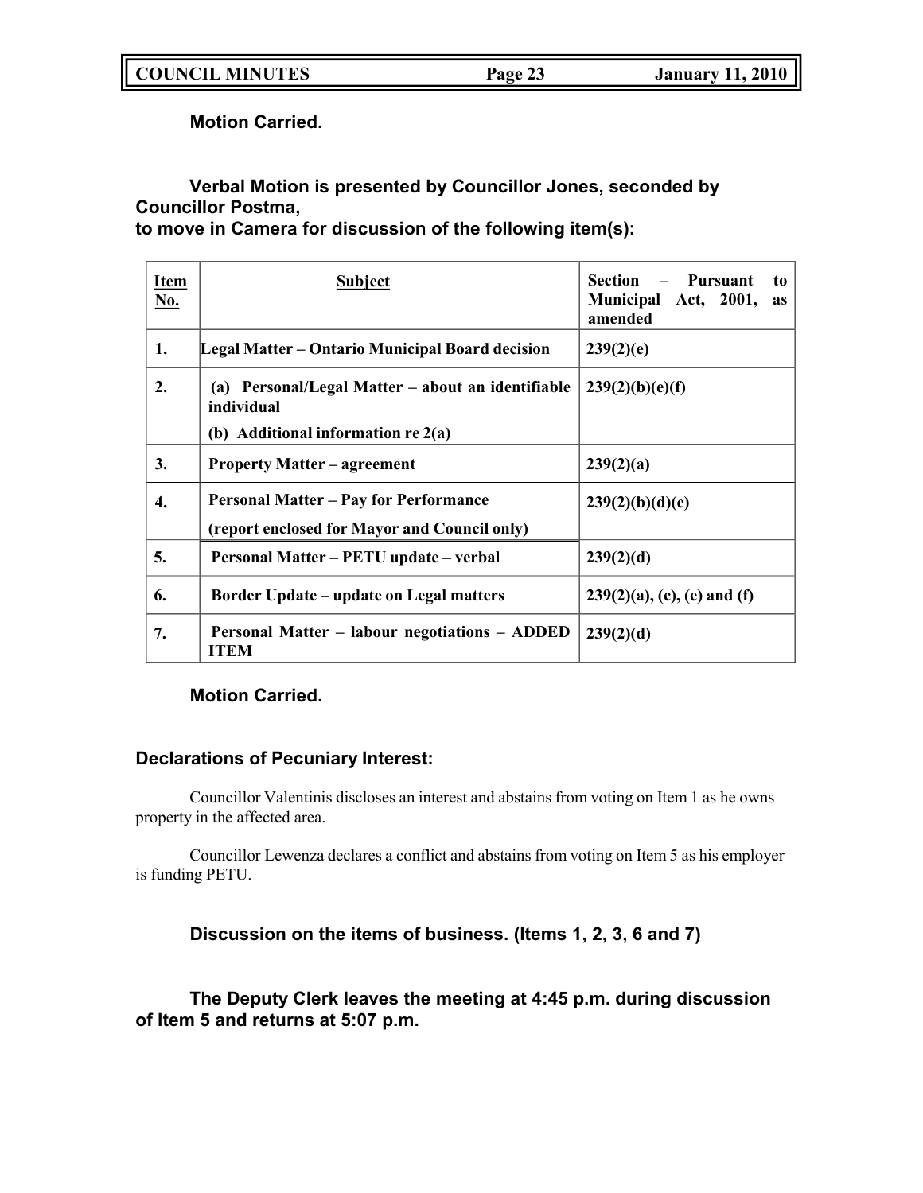**Motion Carried.**

**Verbal Motion is presented by Councillor Jones, seconded by Councillor Postma, to move in Camera for discussion of the following item(s):**

| Item No. | Subject | Section – Pursuant to Municipal Act, 2001, as amended |
|---|---|---|
| 1. | Legal Matter – Ontario Municipal Board decision | 239(2)(e) |
| 2. | (a) Personal/Legal Matter – about an identifiable individual<br>(b) Additional information re 2(a) | 239(2)(b)(e)(f) |
| 3. | Property Matter – agreement | 239(2)(a) |
| 4. | Personal Matter – Pay for Performance<br>(report enclosed for Mayor and Council only) | 239(2)(b)(d)(e) |
| 5. | Personal Matter – PETU update – verbal | 239(2)(d) |
| 6. | Border Update – update on Legal matters | 239(2)(a), (c), (e) and (f) |
| 7. | Personal Matter – labour negotiations – ADDED ITEM | 239(2)(d) |

**Motion Carried.**

### Declarations of Pecuniary Interest:

Councillor Valentinis discloses an interest and abstains from voting on Item 1 as he owns property in the affected area.

Councillor Lewenza declares a conflict and abstains from voting on Item 5 as his employer is funding PETU.

**Discussion on the items of business. (Items 1, 2, 3, 6 and 7)**

**The Deputy Clerk leaves the meeting at 4:45 p.m. during discussion of Item 5 and returns at 5:07 p.m.**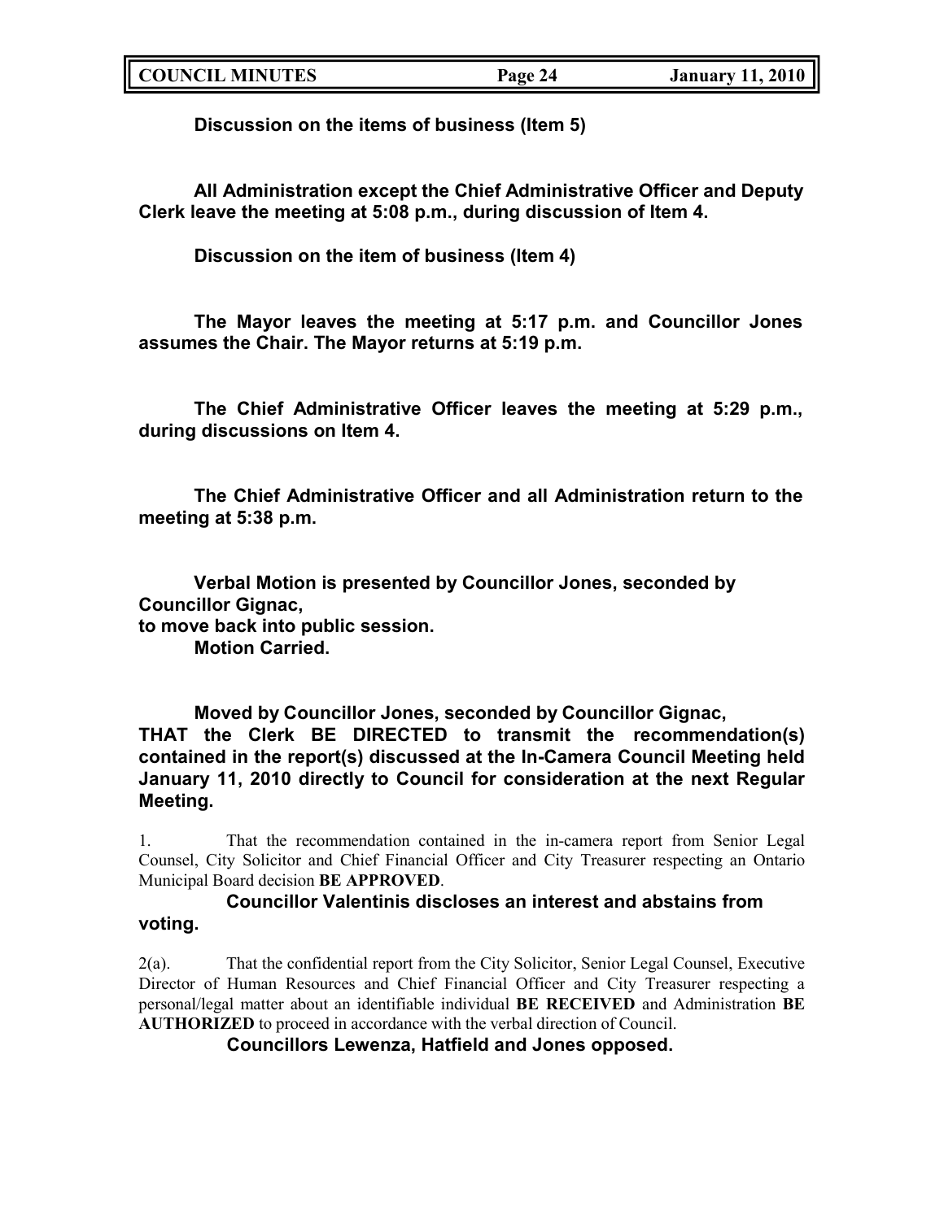**Discussion on the items of business (Item 5)**

**All Administration except the Chief Administrative Officer and Deputy Clerk leave the meeting at 5:08 p.m., during discussion of Item 4.**

**Discussion on the item of business (Item 4)**

**The Mayor leaves the meeting at 5:17 p.m. and Councillor Jones assumes the Chair. The Mayor returns at 5:19 p.m.**

**The Chief Administrative Officer leaves the meeting at 5:29 p.m., during discussions on Item 4.**

**The Chief Administrative Officer and all Administration return to the meeting at 5:38 p.m.**

**Verbal Motion is presented by Councillor Jones, seconded by Councillor Gignac,**
**to move back into public session.**
**Motion Carried.**

**Moved by Councillor Jones, seconded by Councillor Gignac,**
**THAT the Clerk BE DIRECTED to transmit the recommendation(s) contained in the report(s) discussed at the In-Camera Council Meeting held January 11, 2010 directly to Council for consideration at the next Regular Meeting.**

1. That the recommendation contained in the in-camera report from Senior Legal Counsel, City Solicitor and Chief Financial Officer and City Treasurer respecting an Ontario Municipal Board decision **BE APPROVED**.

**Councillor Valentinis discloses an interest and abstains from voting.**

2(a). That the confidential report from the City Solicitor, Senior Legal Counsel, Executive Director of Human Resources and Chief Financial Officer and City Treasurer respecting a personal/legal matter about an identifiable individual **BE RECEIVED** and Administration **BE AUTHORIZED** to proceed in accordance with the verbal direction of Council.

**Councillors Lewenza, Hatfield and Jones opposed.**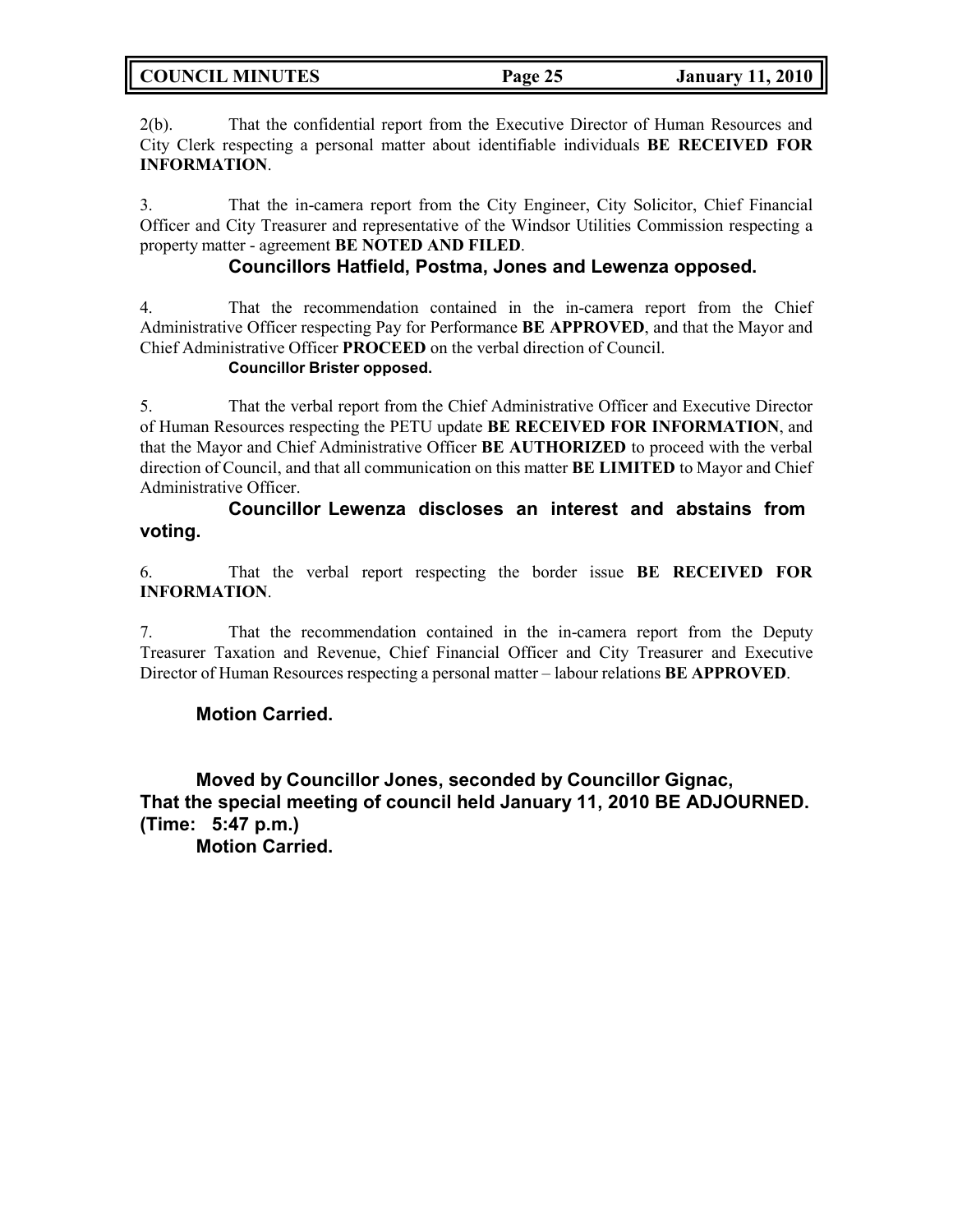2(b). That the confidential report from the Executive Director of Human Resources and City Clerk respecting a personal matter about identifiable individuals **BE RECEIVED FOR INFORMATION**.

3. That the in-camera report from the City Engineer, City Solicitor, Chief Financial Officer and City Treasurer and representative of the Windsor Utilities Commission respecting a property matter - agreement **BE NOTED AND FILED**.

**Councillors Hatfield, Postma, Jones and Lewenza opposed.**

4. That the recommendation contained in the in-camera report from the Chief Administrative Officer respecting Pay for Performance **BE APPROVED**, and that the Mayor and Chief Administrative Officer **PROCEED** on the verbal direction of Council.

**Councillor Brister opposed.**

5. That the verbal report from the Chief Administrative Officer and Executive Director of Human Resources respecting the PETU update **BE RECEIVED FOR INFORMATION**, and that the Mayor and Chief Administrative Officer **BE AUTHORIZED** to proceed with the verbal direction of Council, and that all communication on this matter **BE LIMITED** to Mayor and Chief Administrative Officer.

**Councillor Lewenza discloses an interest and abstains from voting.**

6. That the verbal report respecting the border issue **BE RECEIVED FOR INFORMATION**.

7. That the recommendation contained in the in-camera report from the Deputy Treasurer Taxation and Revenue, Chief Financial Officer and City Treasurer and Executive Director of Human Resources respecting a personal matter – labour relations **BE APPROVED**.

**Motion Carried.**

**Moved by Councillor Jones, seconded by Councillor Gignac,**
**That the special meeting of council held January 11, 2010 BE ADJOURNED.**
**(Time: 5:47 p.m.)**
**Motion Carried.**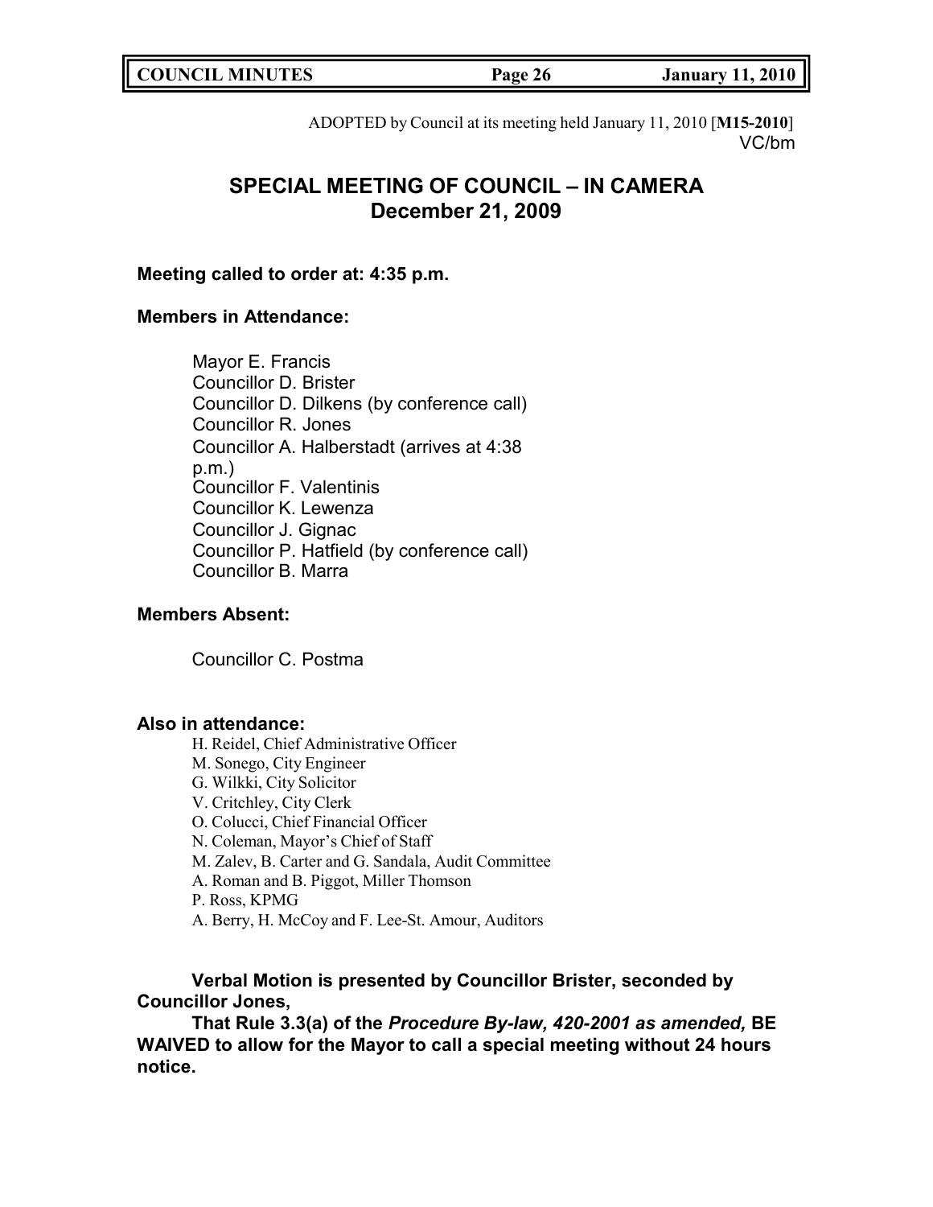ADOPTED by Council at its meeting held January 11, 2010 [**M15-2010**]
VC/bm

# SPECIAL MEETING OF COUNCIL – IN CAMERA
## December 21, 2009

**Meeting called to order at: 4:35 p.m.**

**Members in Attendance:**

Mayor E. Francis
Councillor D. Brister
Councillor D. Dilkens (by conference call)
Councillor R. Jones
Councillor A. Halberstadt (arrives at 4:38 p.m.)
Councillor F. Valentinis
Councillor K. Lewenza
Councillor J. Gignac
Councillor P. Hatfield (by conference call)
Councillor B. Marra

**Members Absent:**

Councillor C. Postma

**Also in attendance:**

H. Reidel, Chief Administrative Officer
M. Sonego, City Engineer
G. Wilkki, City Solicitor
V. Critchley, City Clerk
O. Colucci, Chief Financial Officer
N. Coleman, Mayor's Chief of Staff
M. Zalev, B. Carter and G. Sandala, Audit Committee
A. Roman and B. Piggot, Miller Thomson
P. Ross, KPMG
A. Berry, H. McCoy and F. Lee-St. Amour, Auditors

**Verbal Motion is presented by Councillor Brister, seconded by Councillor Jones,**

**That Rule 3.3(a) of the *Procedure By-law, 420-2001 as amended,* BE WAIVED to allow for the Mayor to call a special meeting without 24 hours notice.**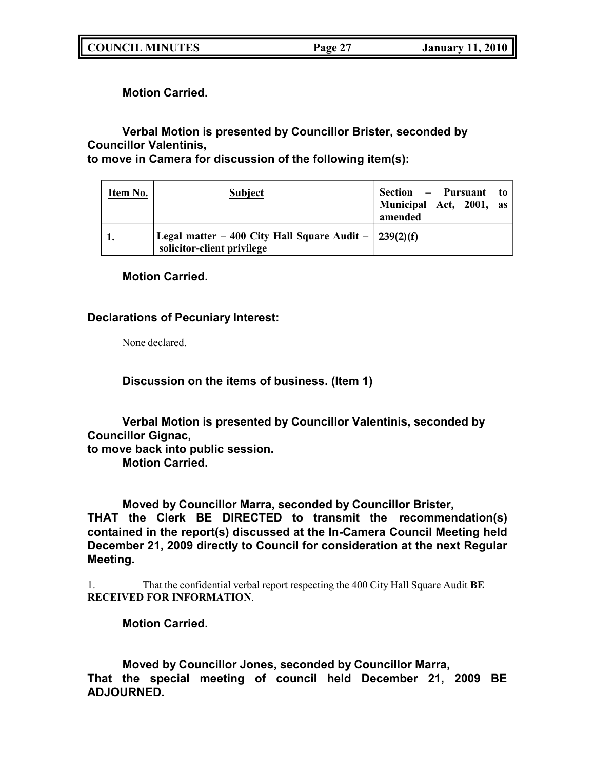**Motion Carried.**

**Verbal Motion is presented by Councillor Brister, seconded by Councillor Valentinis,**
**to move in Camera for discussion of the following item(s):**

| Item No. | Subject | Section – Pursuant to Municipal Act, 2001, as amended |
|---|---|---|
| **1.** | **Legal matter – 400 City Hall Square Audit – solicitor-client privilege** | **239(2)(f)** |

**Motion Carried.**

**Declarations of Pecuniary Interest:**

None declared.

**Discussion on the items of business. (Item 1)**

**Verbal Motion is presented by Councillor Valentinis, seconded by Councillor Gignac,**
**to move back into public session.**
**Motion Carried.**

**Moved by Councillor Marra, seconded by Councillor Brister,**
**THAT the Clerk BE DIRECTED to transmit the recommendation(s) contained in the report(s) discussed at the In-Camera Council Meeting held December 21, 2009 directly to Council for consideration at the next Regular Meeting.**

1. That the confidential verbal report respecting the 400 City Hall Square Audit **BE RECEIVED FOR INFORMATION**.

**Motion Carried.**

**Moved by Councillor Jones, seconded by Councillor Marra,**
**That the special meeting of council held December 21, 2009 BE ADJOURNED.**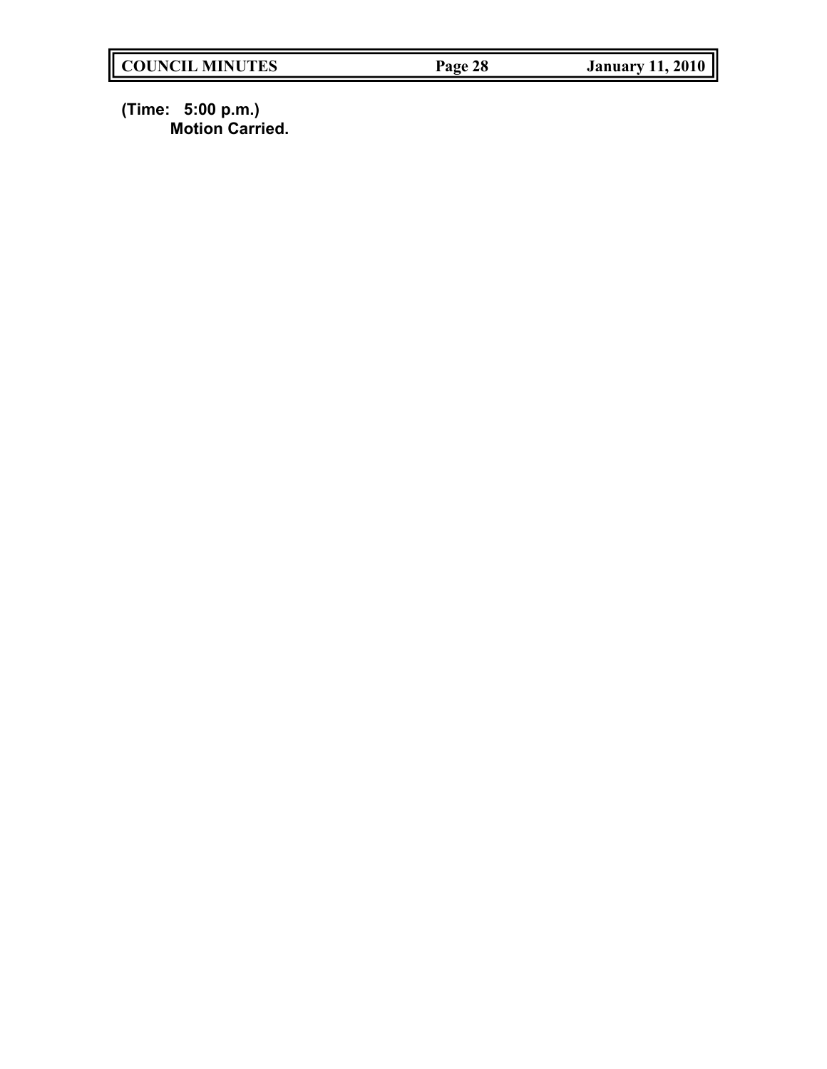**(Time: 5:00 p.m.)**
**Motion Carried.**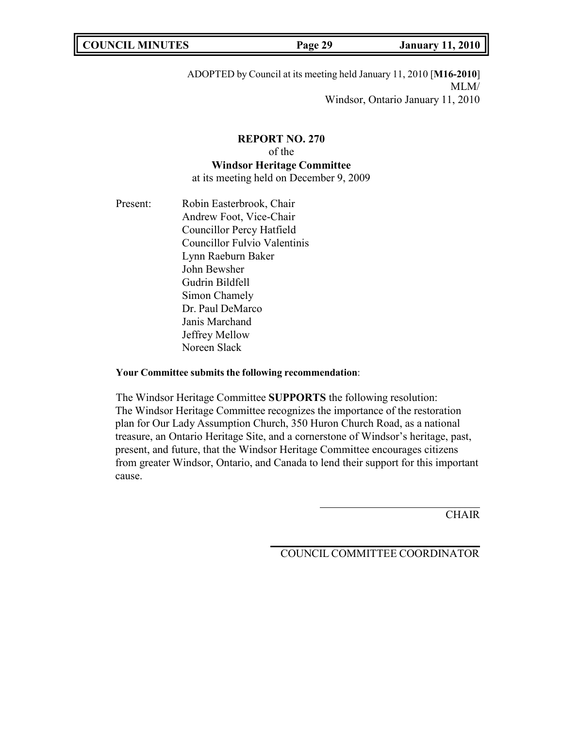ADOPTED by Council at its meeting held January 11, 2010 [**M16-2010**]
MLM/
Windsor, Ontario January 11, 2010

**REPORT NO. 270**
of the
**Windsor Heritage Committee**
at its meeting held on December 9, 2009

Present:
Robin Easterbrook, Chair
Andrew Foot, Vice-Chair
Councillor Percy Hatfield
Councillor Fulvio Valentinis
Lynn Raeburn Baker
John Bewsher
Gudrin Bildfell
Simon Chamely
Dr. Paul DeMarco
Janis Marchand
Jeffrey Mellow
Noreen Slack

**Your Committee submits the following recommendation**:

The Windsor Heritage Committee **SUPPORTS** the following resolution:
The Windsor Heritage Committee recognizes the importance of the restoration plan for Our Lady Assumption Church, 350 Huron Church Road, as a national treasure, an Ontario Heritage Site, and a cornerstone of Windsor's heritage, past, present, and future, that the Windsor Heritage Committee encourages citizens from greater Windsor, Ontario, and Canada to lend their support for this important cause.

CHAIR

COUNCIL COMMITTEE COORDINATOR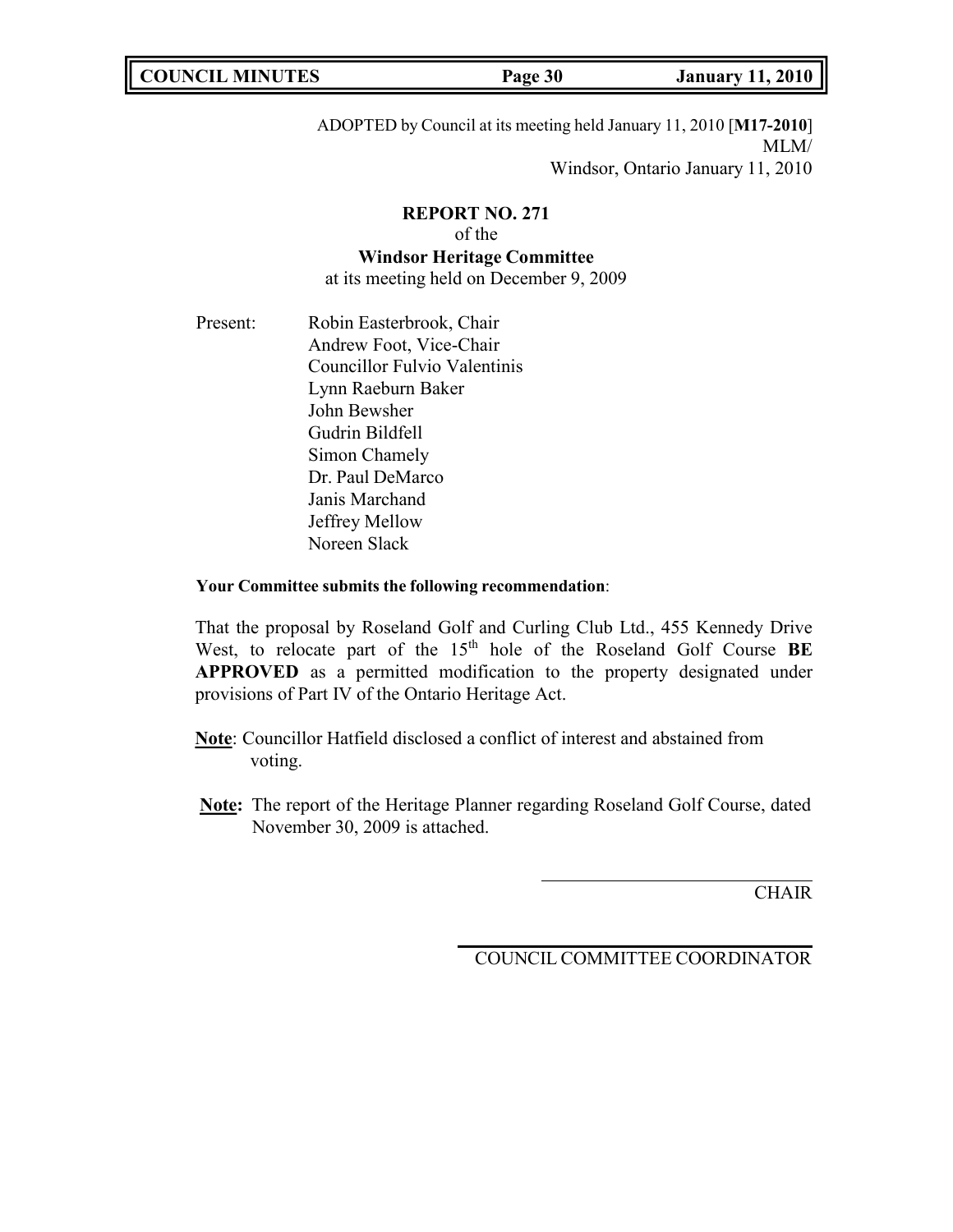ADOPTED by Council at its meeting held January 11, 2010 [**M17-2010**]
MLM/
Windsor, Ontario January 11, 2010

**REPORT NO. 271**
of the
**Windsor Heritage Committee**
at its meeting held on December 9, 2009

Present:
Robin Easterbrook, Chair
Andrew Foot, Vice-Chair
Councillor Fulvio Valentinis
Lynn Raeburn Baker
John Bewsher
Gudrin Bildfell
Simon Chamely
Dr. Paul DeMarco
Janis Marchand
Jeffrey Mellow
Noreen Slack

**Your Committee submits the following recommendation**:

That the proposal by Roseland Golf and Curling Club Ltd., 455 Kennedy Drive West, to relocate part of the 15th hole of the Roseland Golf Course **BE APPROVED** as a permitted modification to the property designated under provisions of Part IV of the Ontario Heritage Act.

**Note**: Councillor Hatfield disclosed a conflict of interest and abstained from voting.

**Note:** The report of the Heritage Planner regarding Roseland Golf Course, dated November 30, 2009 is attached.

CHAIR

COUNCIL COMMITTEE COORDINATOR